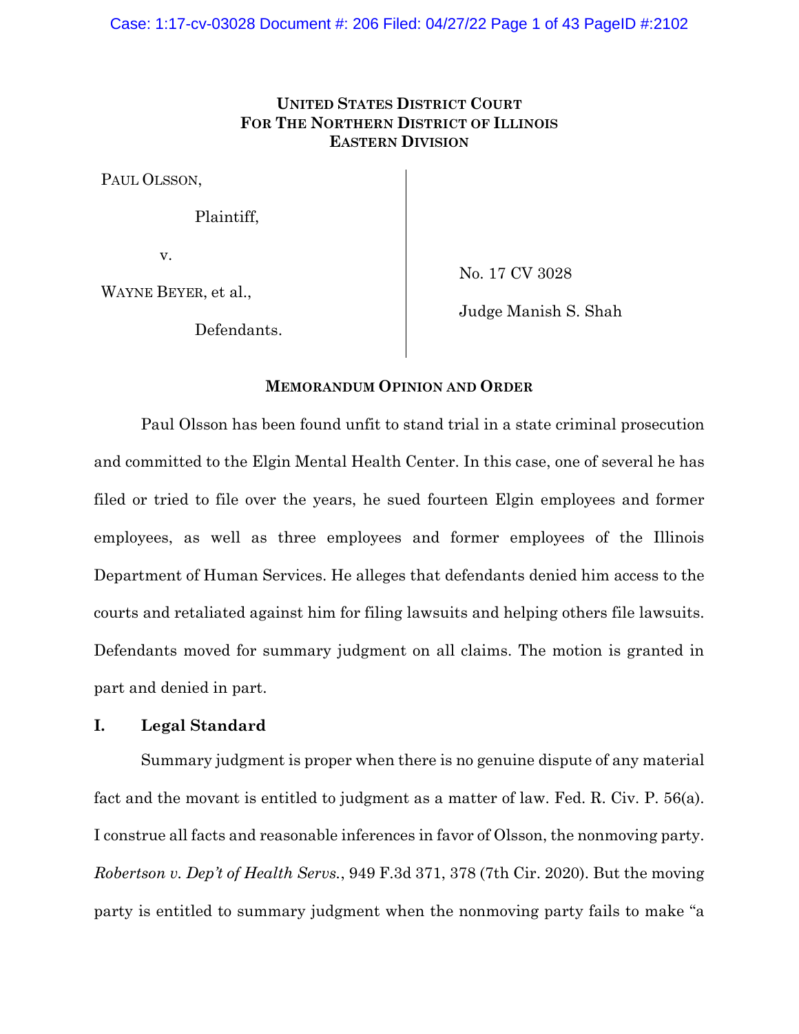**UNITED STATES DISTRICT COURT**
**FOR THE NORTHERN DISTRICT OF ILLINOIS**
**EASTERN DIVISION**

| | |
|---|---|
| PAUL OLSSON,<br><br>Plaintiff,<br><br>v.<br><br>WAYNE BEYER, et al.,<br><br>Defendants. | No. 17 CV 3028<br><br>Judge Manish S. Shah |

**MEMORANDUM OPINION AND ORDER**

Paul Olsson has been found unfit to stand trial in a state criminal prosecution and committed to the Elgin Mental Health Center. In this case, one of several he has filed or tried to file over the years, he sued fourteen Elgin employees and former employees, as well as three employees and former employees of the Illinois Department of Human Services. He alleges that defendants denied him access to the courts and retaliated against him for filing lawsuits and helping others file lawsuits. Defendants moved for summary judgment on all claims. The motion is granted in part and denied in part.

## I. Legal Standard

Summary judgment is proper when there is no genuine dispute of any material fact and the movant is entitled to judgment as a matter of law. Fed. R. Civ. P. 56(a). I construe all facts and reasonable inferences in favor of Olsson, the nonmoving party. *Robertson v. Dep't of Health Servs.*, 949 F.3d 371, 378 (7th Cir. 2020). But the moving party is entitled to summary judgment when the nonmoving party fails to make "a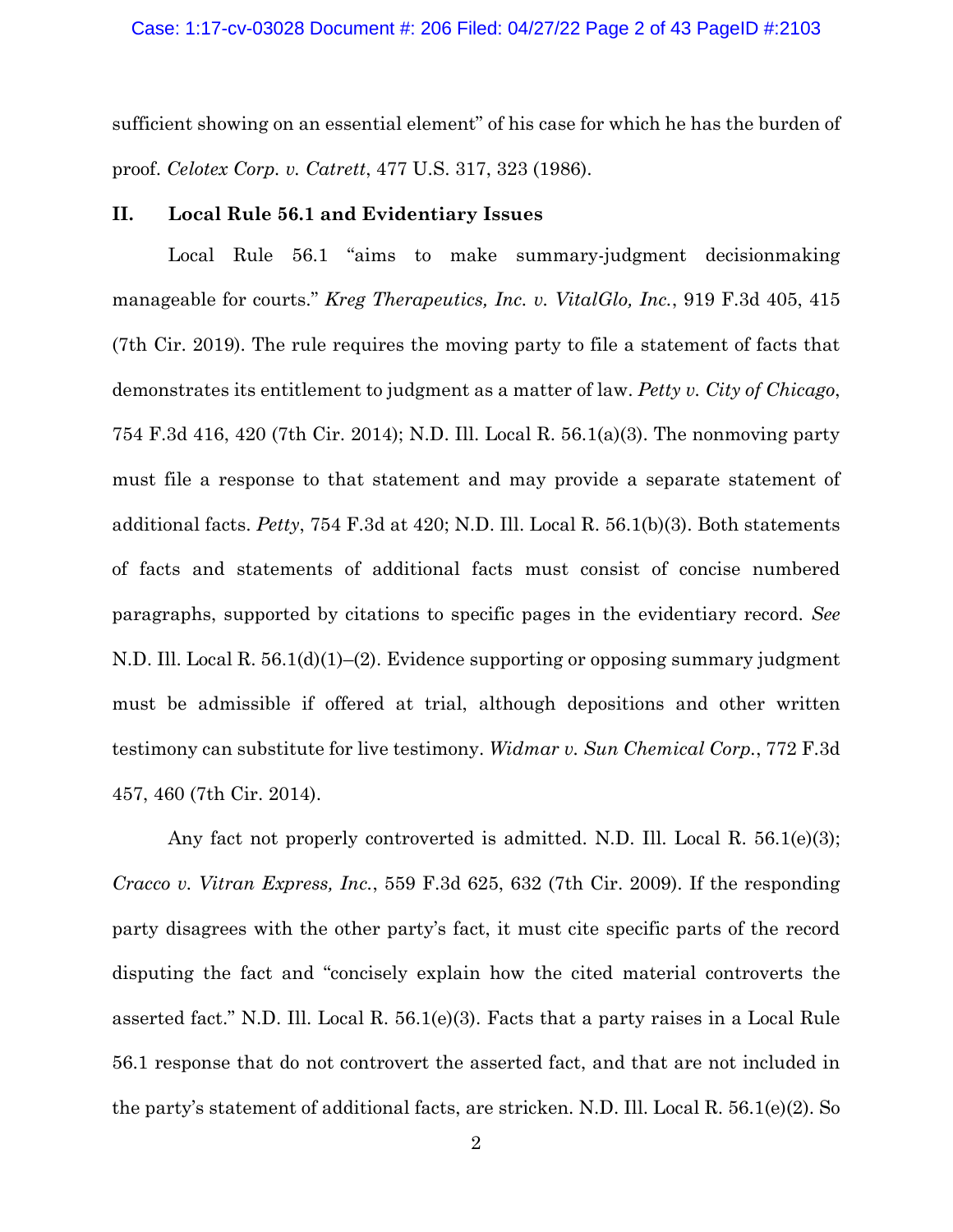sufficient showing on an essential element" of his case for which he has the burden of proof. *Celotex Corp. v. Catrett*, 477 U.S. 317, 323 (1986).

## II. Local Rule 56.1 and Evidentiary Issues

Local Rule 56.1 "aims to make summary-judgment decisionmaking manageable for courts." *Kreg Therapeutics, Inc. v. VitalGlo, Inc.*, 919 F.3d 405, 415 (7th Cir. 2019). The rule requires the moving party to file a statement of facts that demonstrates its entitlement to judgment as a matter of law. *Petty v. City of Chicago*, 754 F.3d 416, 420 (7th Cir. 2014); N.D. Ill. Local R. 56.1(a)(3). The nonmoving party must file a response to that statement and may provide a separate statement of additional facts. *Petty*, 754 F.3d at 420; N.D. Ill. Local R. 56.1(b)(3). Both statements of facts and statements of additional facts must consist of concise numbered paragraphs, supported by citations to specific pages in the evidentiary record. *See* N.D. Ill. Local R. 56.1(d)(1)–(2). Evidence supporting or opposing summary judgment must be admissible if offered at trial, although depositions and other written testimony can substitute for live testimony. *Widmar v. Sun Chemical Corp.*, 772 F.3d 457, 460 (7th Cir. 2014).

Any fact not properly controverted is admitted. N.D. Ill. Local R. 56.1(e)(3); *Cracco v. Vitran Express, Inc.*, 559 F.3d 625, 632 (7th Cir. 2009). If the responding party disagrees with the other party's fact, it must cite specific parts of the record disputing the fact and "concisely explain how the cited material controverts the asserted fact." N.D. Ill. Local R. 56.1(e)(3). Facts that a party raises in a Local Rule 56.1 response that do not controvert the asserted fact, and that are not included in the party's statement of additional facts, are stricken. N.D. Ill. Local R. 56.1(e)(2). So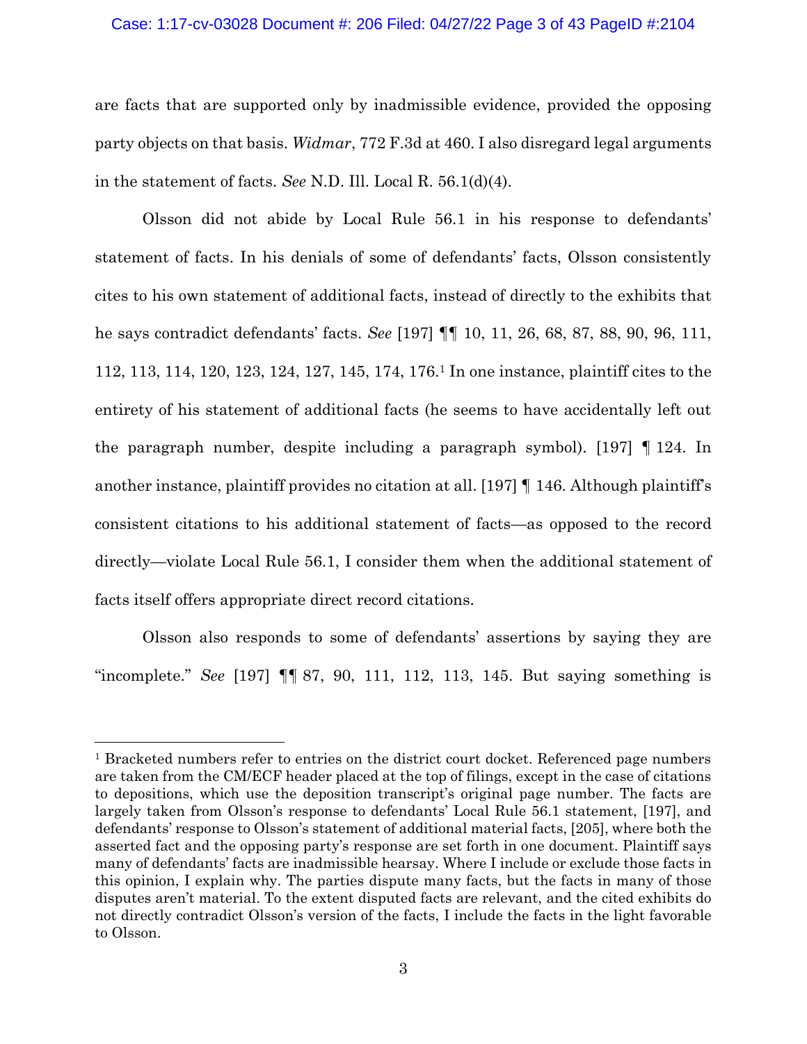are facts that are supported only by inadmissible evidence, provided the opposing party objects on that basis. *Widmar*, 772 F.3d at 460. I also disregard legal arguments in the statement of facts. *See* N.D. Ill. Local R. 56.1(d)(4).

Olsson did not abide by Local Rule 56.1 in his response to defendants' statement of facts. In his denials of some of defendants' facts, Olsson consistently cites to his own statement of additional facts, instead of directly to the exhibits that he says contradict defendants' facts. *See* [197] ¶¶ 10, 11, 26, 68, 87, 88, 90, 96, 111, 112, 113, 114, 120, 123, 124, 127, 145, 174, 176.[1] In one instance, plaintiff cites to the entirety of his statement of additional facts (he seems to have accidentally left out the paragraph number, despite including a paragraph symbol). [197] ¶ 124. In another instance, plaintiff provides no citation at all. [197] ¶ 146. Although plaintiff's consistent citations to his additional statement of facts—as opposed to the record directly—violate Local Rule 56.1, I consider them when the additional statement of facts itself offers appropriate direct record citations.

Olsson also responds to some of defendants' assertions by saying they are "incomplete." *See* [197] ¶¶ 87, 90, 111, 112, 113, 145. But saying something is

---

[1] Bracketed numbers refer to entries on the district court docket. Referenced page numbers are taken from the CM/ECF header placed at the top of filings, except in the case of citations to depositions, which use the deposition transcript's original page number. The facts are largely taken from Olsson's response to defendants' Local Rule 56.1 statement, [197], and defendants' response to Olsson's statement of additional material facts, [205], where both the asserted fact and the opposing party's response are set forth in one document. Plaintiff says many of defendants' facts are inadmissible hearsay. Where I include or exclude those facts in this opinion, I explain why. The parties dispute many facts, but the facts in many of those disputes aren't material. To the extent disputed facts are relevant, and the cited exhibits do not directly contradict Olsson's version of the facts, I include the facts in the light favorable to Olsson.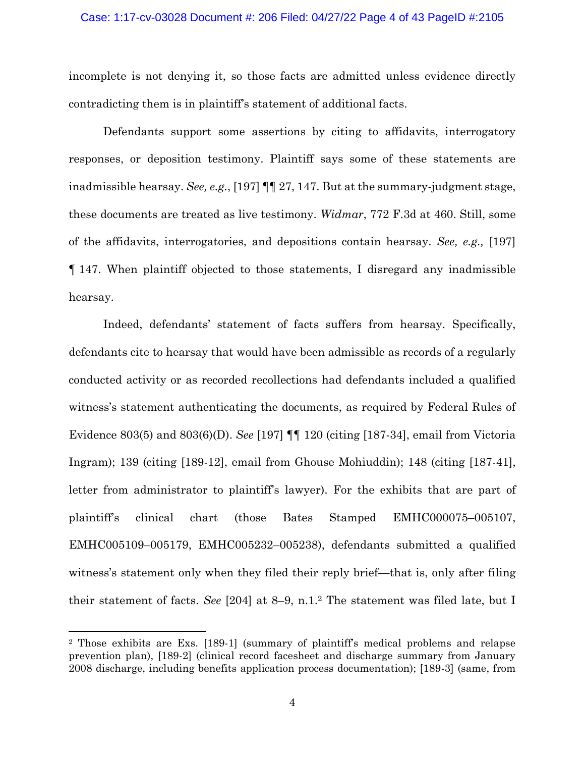incomplete is not denying it, so those facts are admitted unless evidence directly contradicting them is in plaintiff's statement of additional facts.

Defendants support some assertions by citing to affidavits, interrogatory responses, or deposition testimony. Plaintiff says some of these statements are inadmissible hearsay. *See, e.g.*, [197] ¶¶ 27, 147. But at the summary-judgment stage, these documents are treated as live testimony. *Widmar*, 772 F.3d at 460. Still, some of the affidavits, interrogatories, and depositions contain hearsay. *See, e.g.,* [197] ¶ 147. When plaintiff objected to those statements, I disregard any inadmissible hearsay.

Indeed, defendants' statement of facts suffers from hearsay. Specifically, defendants cite to hearsay that would have been admissible as records of a regularly conducted activity or as recorded recollections had defendants included a qualified witness's statement authenticating the documents, as required by Federal Rules of Evidence 803(5) and 803(6)(D). *See* [197] ¶¶ 120 (citing [187-34], email from Victoria Ingram); 139 (citing [189-12], email from Ghouse Mohiuddin); 148 (citing [187-41], letter from administrator to plaintiff's lawyer). For the exhibits that are part of plaintiff's clinical chart (those Bates Stamped EMHC000075–005107, EMHC005109–005179, EMHC005232–005238), defendants submitted a qualified witness's statement only when they filed their reply brief—that is, only after filing their statement of facts. *See* [204] at 8–9, n.1.[2] The statement was filed late, but I

[2] Those exhibits are Exs. [189-1] (summary of plaintiff's medical problems and relapse prevention plan), [189-2] (clinical record facesheet and discharge summary from January 2008 discharge, including benefits application process documentation); [189-3] (same, from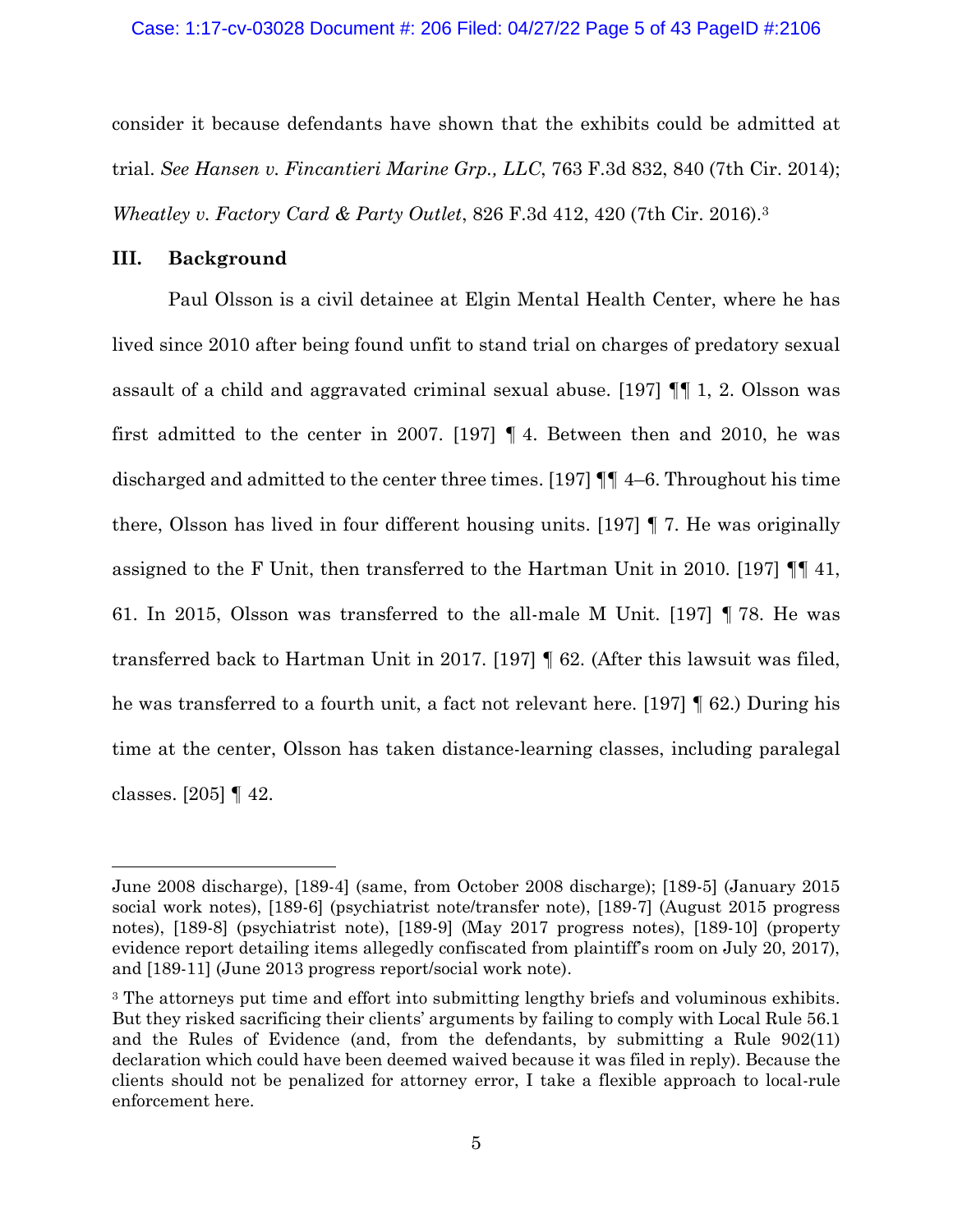consider it because defendants have shown that the exhibits could be admitted at trial. *See Hansen v. Fincantieri Marine Grp., LLC*, 763 F.3d 832, 840 (7th Cir. 2014); *Wheatley v. Factory Card & Party Outlet*, 826 F.3d 412, 420 (7th Cir. 2016).[3]

## III. Background

Paul Olsson is a civil detainee at Elgin Mental Health Center, where he has lived since 2010 after being found unfit to stand trial on charges of predatory sexual assault of a child and aggravated criminal sexual abuse. [197] ¶¶ 1, 2. Olsson was first admitted to the center in 2007. [197] ¶ 4. Between then and 2010, he was discharged and admitted to the center three times. [197] ¶¶ 4–6. Throughout his time there, Olsson has lived in four different housing units. [197] ¶ 7. He was originally assigned to the F Unit, then transferred to the Hartman Unit in 2010. [197] ¶¶ 41, 61. In 2015, Olsson was transferred to the all-male M Unit. [197] ¶ 78. He was transferred back to Hartman Unit in 2017. [197] ¶ 62. (After this lawsuit was filed, he was transferred to a fourth unit, a fact not relevant here. [197] ¶ 62.) During his time at the center, Olsson has taken distance-learning classes, including paralegal classes. [205] ¶ 42.

---

June 2008 discharge), [189-4] (same, from October 2008 discharge); [189-5] (January 2015 social work notes), [189-6] (psychiatrist note/transfer note), [189-7] (August 2015 progress notes), [189-8] (psychiatrist note), [189-9] (May 2017 progress notes), [189-10] (property evidence report detailing items allegedly confiscated from plaintiff's room on July 20, 2017), and [189-11] (June 2013 progress report/social work note).

[3] The attorneys put time and effort into submitting lengthy briefs and voluminous exhibits. But they risked sacrificing their clients' arguments by failing to comply with Local Rule 56.1 and the Rules of Evidence (and, from the defendants, by submitting a Rule 902(11) declaration which could have been deemed waived because it was filed in reply). Because the clients should not be penalized for attorney error, I take a flexible approach to local-rule enforcement here.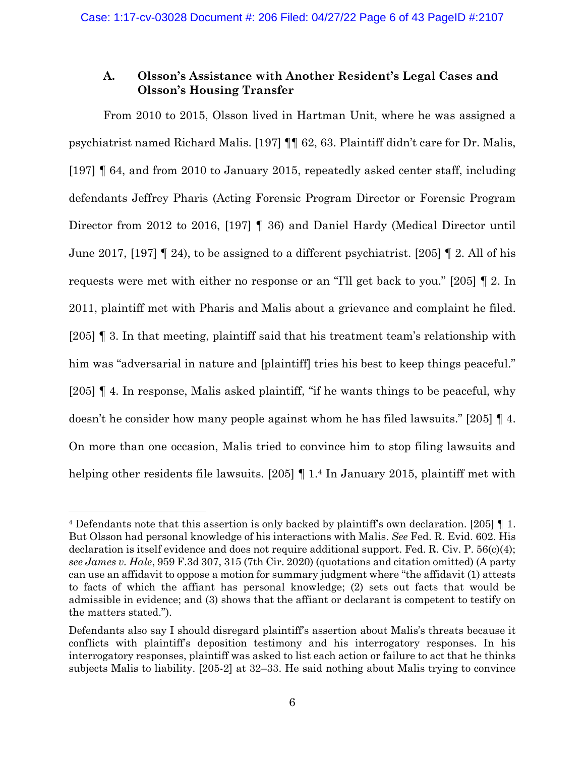### A. Olsson's Assistance with Another Resident's Legal Cases and Olsson's Housing Transfer

From 2010 to 2015, Olsson lived in Hartman Unit, where he was assigned a psychiatrist named Richard Malis. [197] ¶¶ 62, 63. Plaintiff didn't care for Dr. Malis, [197] ¶ 64, and from 2010 to January 2015, repeatedly asked center staff, including defendants Jeffrey Pharis (Acting Forensic Program Director or Forensic Program Director from 2012 to 2016, [197] ¶ 36) and Daniel Hardy (Medical Director until June 2017, [197] ¶ 24), to be assigned to a different psychiatrist. [205] ¶ 2. All of his requests were met with either no response or an "I'll get back to you." [205] ¶ 2. In 2011, plaintiff met with Pharis and Malis about a grievance and complaint he filed. [205] ¶ 3. In that meeting, plaintiff said that his treatment team's relationship with him was "adversarial in nature and [plaintiff] tries his best to keep things peaceful." [205] ¶ 4. In response, Malis asked plaintiff, "if he wants things to be peaceful, why doesn't he consider how many people against whom he has filed lawsuits." [205] ¶ 4. On more than one occasion, Malis tried to convince him to stop filing lawsuits and helping other residents file lawsuits. [205] ¶ 1.[4] In January 2015, plaintiff met with

---

[4] Defendants note that this assertion is only backed by plaintiff's own declaration. [205] ¶ 1. But Olsson had personal knowledge of his interactions with Malis. *See* Fed. R. Evid. 602. His declaration is itself evidence and does not require additional support. Fed. R. Civ. P. 56(c)(4); *see James v. Hale*, 959 F.3d 307, 315 (7th Cir. 2020) (quotations and citation omitted) (A party can use an affidavit to oppose a motion for summary judgment where "the affidavit (1) attests to facts of which the affiant has personal knowledge; (2) sets out facts that would be admissible in evidence; and (3) shows that the affiant or declarant is competent to testify on the matters stated.").

Defendants also say I should disregard plaintiff's assertion about Malis's threats because it conflicts with plaintiff's deposition testimony and his interrogatory responses. In his interrogatory responses, plaintiff was asked to list each action or failure to act that he thinks subjects Malis to liability. [205-2] at 32–33. He said nothing about Malis trying to convince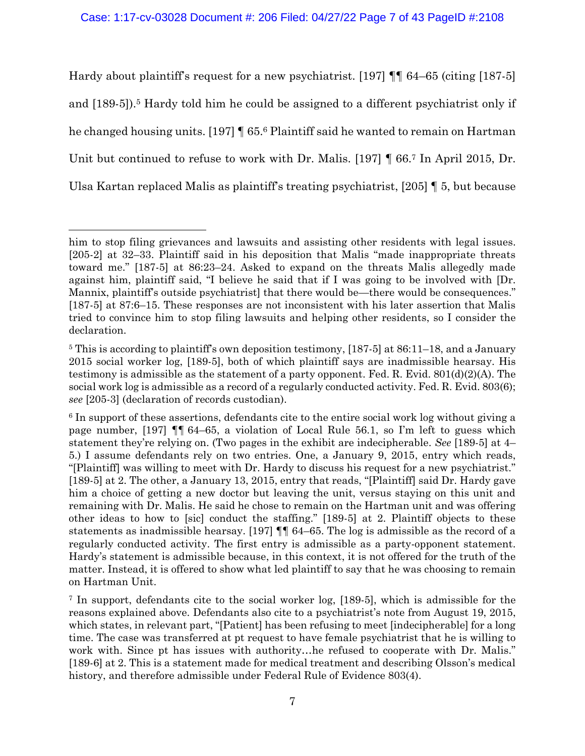Hardy about plaintiff's request for a new psychiatrist. [197] ¶¶ 64–65 (citing [187-5] and [189-5]).[5] Hardy told him he could be assigned to a different psychiatrist only if he changed housing units. [197] ¶ 65.[6] Plaintiff said he wanted to remain on Hartman Unit but continued to refuse to work with Dr. Malis. [197] ¶ 66.[7] In April 2015, Dr. Ulsa Kartan replaced Malis as plaintiff's treating psychiatrist, [205] ¶ 5, but because

---

him to stop filing grievances and lawsuits and assisting other residents with legal issues. [205-2] at 32–33. Plaintiff said in his deposition that Malis "made inappropriate threats toward me." [187-5] at 86:23–24. Asked to expand on the threats Malis allegedly made against him, plaintiff said, "I believe he said that if I was going to be involved with [Dr. Mannix, plaintiff's outside psychiatrist] that there would be—there would be consequences." [187-5] at 87:6–15. These responses are not inconsistent with his later assertion that Malis tried to convince him to stop filing lawsuits and helping other residents, so I consider the declaration.

[5] This is according to plaintiff's own deposition testimony, [187-5] at 86:11–18, and a January 2015 social worker log, [189-5], both of which plaintiff says are inadmissible hearsay. His testimony is admissible as the statement of a party opponent. Fed. R. Evid. 801(d)(2)(A). The social work log is admissible as a record of a regularly conducted activity. Fed. R. Evid. 803(6); *see* [205-3] (declaration of records custodian).

[6] In support of these assertions, defendants cite to the entire social work log without giving a page number, [197] ¶¶ 64–65, a violation of Local Rule 56.1, so I'm left to guess which statement they're relying on. (Two pages in the exhibit are indecipherable. *See* [189-5] at 4–5.) I assume defendants rely on two entries. One, a January 9, 2015, entry which reads, "[Plaintiff] was willing to meet with Dr. Hardy to discuss his request for a new psychiatrist." [189-5] at 2. The other, a January 13, 2015, entry that reads, "[Plaintiff] said Dr. Hardy gave him a choice of getting a new doctor but leaving the unit, versus staying on this unit and remaining with Dr. Malis. He said he chose to remain on the Hartman unit and was offering other ideas to how to [sic] conduct the staffing." [189-5] at 2. Plaintiff objects to these statements as inadmissible hearsay. [197] ¶¶ 64–65. The log is admissible as the record of a regularly conducted activity. The first entry is admissible as a party-opponent statement. Hardy's statement is admissible because, in this context, it is not offered for the truth of the matter. Instead, it is offered to show what led plaintiff to say that he was choosing to remain on Hartman Unit.

[7] In support, defendants cite to the social worker log, [189-5], which is admissible for the reasons explained above. Defendants also cite to a psychiatrist's note from August 19, 2015, which states, in relevant part, "[Patient] has been refusing to meet [indecipherable] for a long time. The case was transferred at pt request to have female psychiatrist that he is willing to work with. Since pt has issues with authority…he refused to cooperate with Dr. Malis." [189-6] at 2. This is a statement made for medical treatment and describing Olsson's medical history, and therefore admissible under Federal Rule of Evidence 803(4).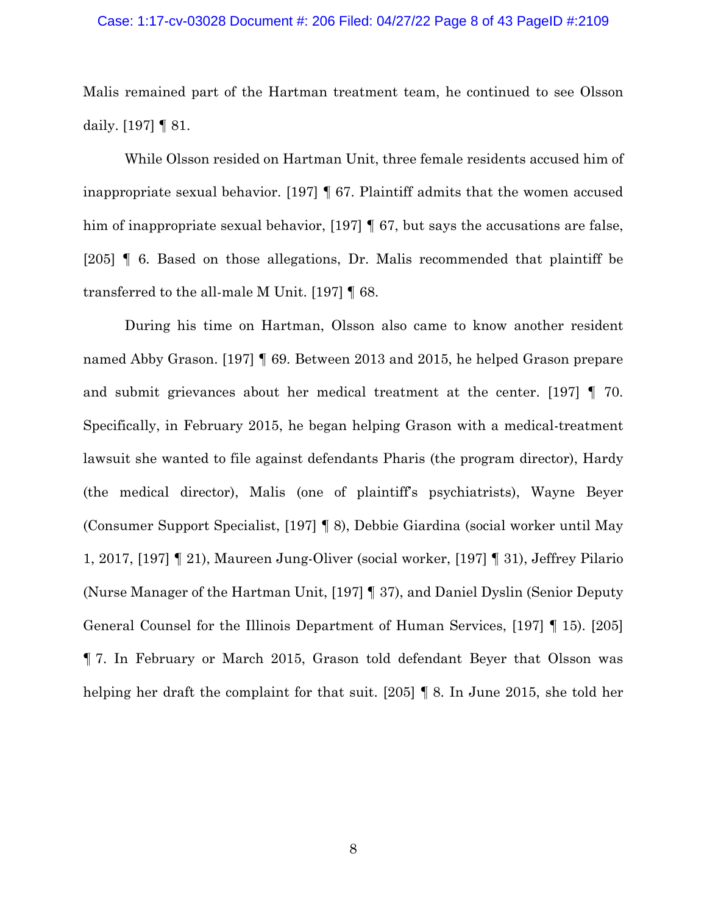Malis remained part of the Hartman treatment team, he continued to see Olsson daily. [197] ¶ 81.

While Olsson resided on Hartman Unit, three female residents accused him of inappropriate sexual behavior. [197] ¶ 67. Plaintiff admits that the women accused him of inappropriate sexual behavior, [197] ¶ 67, but says the accusations are false, [205] ¶ 6. Based on those allegations, Dr. Malis recommended that plaintiff be transferred to the all-male M Unit. [197] ¶ 68.

During his time on Hartman, Olsson also came to know another resident named Abby Grason. [197] ¶ 69. Between 2013 and 2015, he helped Grason prepare and submit grievances about her medical treatment at the center. [197] ¶ 70. Specifically, in February 2015, he began helping Grason with a medical-treatment lawsuit she wanted to file against defendants Pharis (the program director), Hardy (the medical director), Malis (one of plaintiff's psychiatrists), Wayne Beyer (Consumer Support Specialist, [197] ¶ 8), Debbie Giardina (social worker until May 1, 2017, [197] ¶ 21), Maureen Jung-Oliver (social worker, [197] ¶ 31), Jeffrey Pilario (Nurse Manager of the Hartman Unit, [197] ¶ 37), and Daniel Dyslin (Senior Deputy General Counsel for the Illinois Department of Human Services, [197] ¶ 15). [205] ¶ 7. In February or March 2015, Grason told defendant Beyer that Olsson was helping her draft the complaint for that suit. [205] ¶ 8. In June 2015, she told her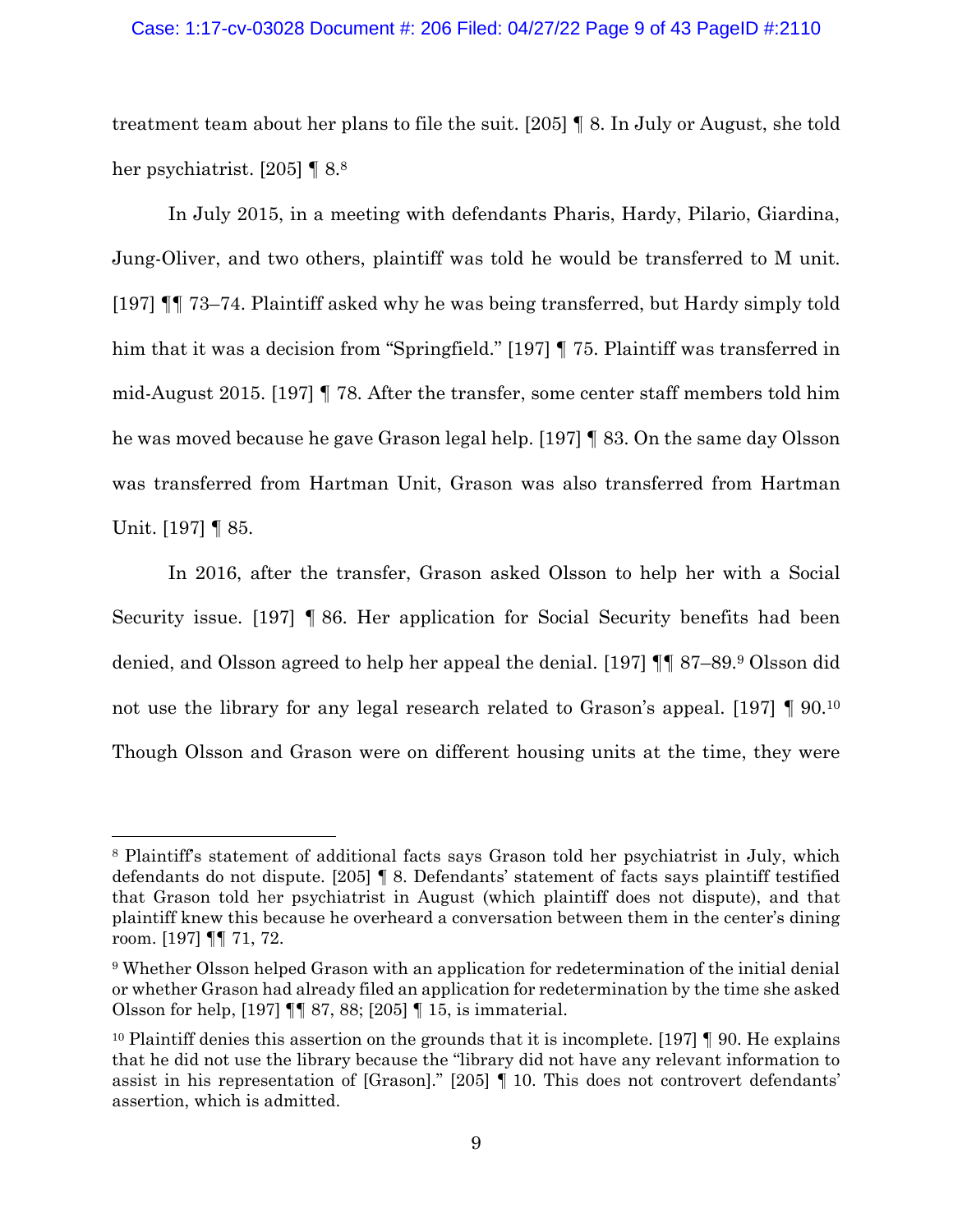treatment team about her plans to file the suit. [205] ¶ 8. In July or August, she told her psychiatrist. [205] ¶ 8.[8]

In July 2015, in a meeting with defendants Pharis, Hardy, Pilario, Giardina, Jung-Oliver, and two others, plaintiff was told he would be transferred to M unit. [197] ¶¶ 73–74. Plaintiff asked why he was being transferred, but Hardy simply told him that it was a decision from "Springfield." [197] ¶ 75. Plaintiff was transferred in mid-August 2015. [197] ¶ 78. After the transfer, some center staff members told him he was moved because he gave Grason legal help. [197] ¶ 83. On the same day Olsson was transferred from Hartman Unit, Grason was also transferred from Hartman Unit. [197] ¶ 85.

In 2016, after the transfer, Grason asked Olsson to help her with a Social Security issue. [197] ¶ 86. Her application for Social Security benefits had been denied, and Olsson agreed to help her appeal the denial. [197] ¶¶ 87–89.[9] Olsson did not use the library for any legal research related to Grason's appeal. [197] ¶ 90.[10] Though Olsson and Grason were on different housing units at the time, they were

---

[8] Plaintiff's statement of additional facts says Grason told her psychiatrist in July, which defendants do not dispute. [205] ¶ 8. Defendants' statement of facts says plaintiff testified that Grason told her psychiatrist in August (which plaintiff does not dispute), and that plaintiff knew this because he overheard a conversation between them in the center's dining room. [197] ¶¶ 71, 72.

[9] Whether Olsson helped Grason with an application for redetermination of the initial denial or whether Grason had already filed an application for redetermination by the time she asked Olsson for help, [197] ¶¶ 87, 88; [205] ¶ 15, is immaterial.

[10] Plaintiff denies this assertion on the grounds that it is incomplete. [197] ¶ 90. He explains that he did not use the library because the "library did not have any relevant information to assist in his representation of [Grason]." [205] ¶ 10. This does not controvert defendants' assertion, which is admitted.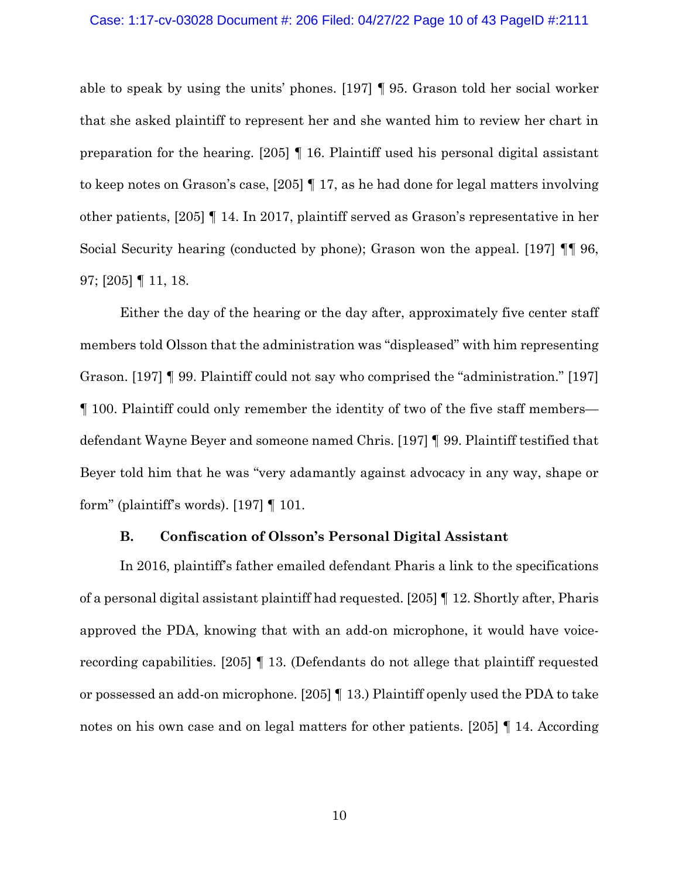able to speak by using the units' phones. [197] ¶ 95. Grason told her social worker that she asked plaintiff to represent her and she wanted him to review her chart in preparation for the hearing. [205] ¶ 16. Plaintiff used his personal digital assistant to keep notes on Grason's case, [205] ¶ 17, as he had done for legal matters involving other patients, [205] ¶ 14. In 2017, plaintiff served as Grason's representative in her Social Security hearing (conducted by phone); Grason won the appeal. [197] ¶¶ 96, 97; [205] ¶ 11, 18.

Either the day of the hearing or the day after, approximately five center staff members told Olsson that the administration was "displeased" with him representing Grason. [197] ¶ 99. Plaintiff could not say who comprised the "administration." [197] ¶ 100. Plaintiff could only remember the identity of two of the five staff members—defendant Wayne Beyer and someone named Chris. [197] ¶ 99. Plaintiff testified that Beyer told him that he was "very adamantly against advocacy in any way, shape or form" (plaintiff's words). [197] ¶ 101.

### B. Confiscation of Olsson's Personal Digital Assistant

In 2016, plaintiff's father emailed defendant Pharis a link to the specifications of a personal digital assistant plaintiff had requested. [205] ¶ 12. Shortly after, Pharis approved the PDA, knowing that with an add-on microphone, it would have voice-recording capabilities. [205] ¶ 13. (Defendants do not allege that plaintiff requested or possessed an add-on microphone. [205] ¶ 13.) Plaintiff openly used the PDA to take notes on his own case and on legal matters for other patients. [205] ¶ 14. According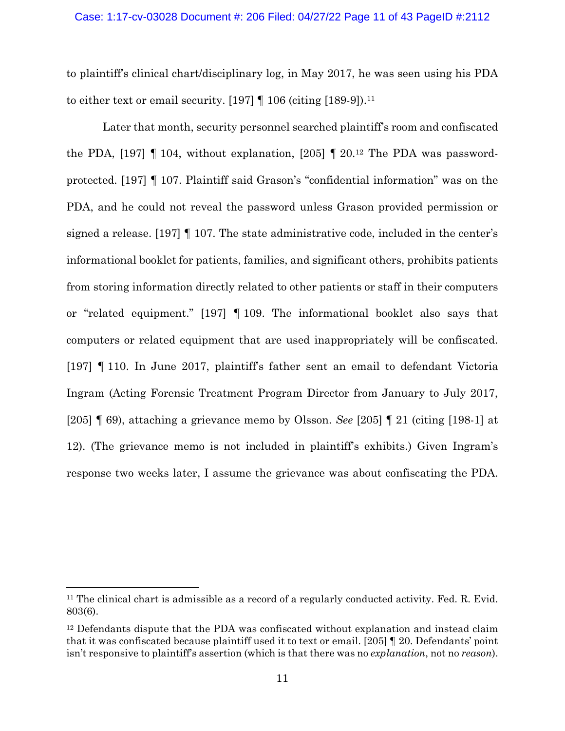to plaintiff's clinical chart/disciplinary log, in May 2017, he was seen using his PDA to either text or email security. [197] ¶ 106 (citing [189-9]).[11]

Later that month, security personnel searched plaintiff's room and confiscated the PDA, [197] ¶ 104, without explanation, [205] ¶ 20.[12] The PDA was password-protected. [197] ¶ 107. Plaintiff said Grason's "confidential information" was on the PDA, and he could not reveal the password unless Grason provided permission or signed a release. [197] ¶ 107. The state administrative code, included in the center's informational booklet for patients, families, and significant others, prohibits patients from storing information directly related to other patients or staff in their computers or "related equipment." [197] ¶ 109. The informational booklet also says that computers or related equipment that are used inappropriately will be confiscated. [197] ¶ 110. In June 2017, plaintiff's father sent an email to defendant Victoria Ingram (Acting Forensic Treatment Program Director from January to July 2017, [205] ¶ 69), attaching a grievance memo by Olsson. *See* [205] ¶ 21 (citing [198-1] at 12). (The grievance memo is not included in plaintiff's exhibits.) Given Ingram's response two weeks later, I assume the grievance was about confiscating the PDA.

---

[11] The clinical chart is admissible as a record of a regularly conducted activity. Fed. R. Evid. 803(6).

[12] Defendants dispute that the PDA was confiscated without explanation and instead claim that it was confiscated because plaintiff used it to text or email. [205] ¶ 20. Defendants' point isn't responsive to plaintiff's assertion (which is that there was no *explanation*, not no *reason*).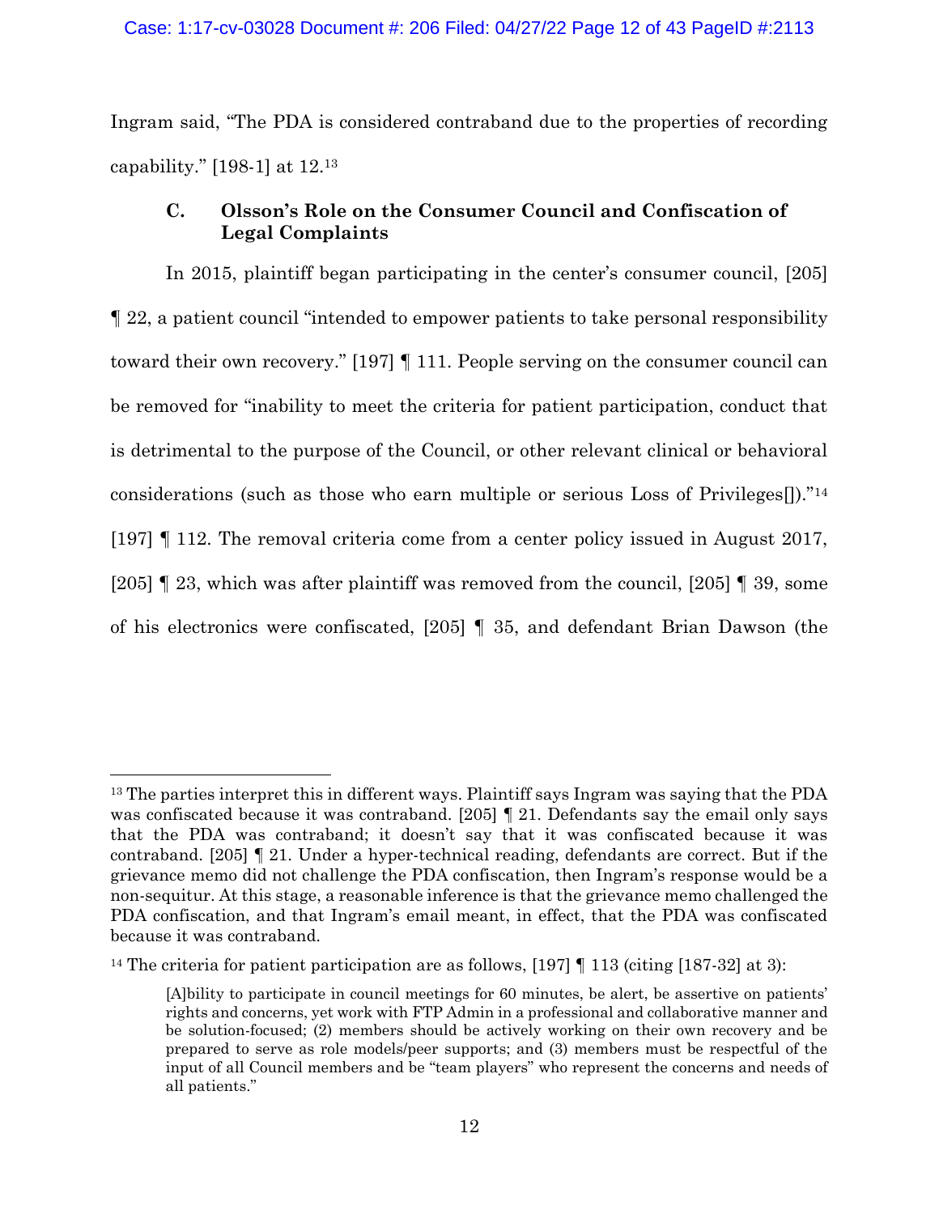Ingram said, "The PDA is considered contraband due to the properties of recording capability." [198-1] at 12.[13]

### C. Olsson's Role on the Consumer Council and Confiscation of Legal Complaints

In 2015, plaintiff began participating in the center's consumer council, [205] ¶ 22, a patient council "intended to empower patients to take personal responsibility toward their own recovery." [197] ¶ 111. People serving on the consumer council can be removed for "inability to meet the criteria for patient participation, conduct that is detrimental to the purpose of the Council, or other relevant clinical or behavioral considerations (such as those who earn multiple or serious Loss of Privileges[])."[14] [197] ¶ 112. The removal criteria come from a center policy issued in August 2017, [205] ¶ 23, which was after plaintiff was removed from the council, [205] ¶ 39, some of his electronics were confiscated, [205] ¶ 35, and defendant Brian Dawson (the

---

[13] The parties interpret this in different ways. Plaintiff says Ingram was saying that the PDA was confiscated because it was contraband. [205] ¶ 21. Defendants say the email only says that the PDA was contraband; it doesn't say that it was confiscated because it was contraband. [205] ¶ 21. Under a hyper-technical reading, defendants are correct. But if the grievance memo did not challenge the PDA confiscation, then Ingram's response would be a non-sequitur. At this stage, a reasonable inference is that the grievance memo challenged the PDA confiscation, and that Ingram's email meant, in effect, that the PDA was confiscated because it was contraband.

[14] The criteria for patient participation are as follows, [197] ¶ 113 (citing [187-32] at 3):

> [A]bility to participate in council meetings for 60 minutes, be alert, be assertive on patients' rights and concerns, yet work with FTP Admin in a professional and collaborative manner and be solution-focused; (2) members should be actively working on their own recovery and be prepared to serve as role models/peer supports; and (3) members must be respectful of the input of all Council members and be "team players" who represent the concerns and needs of all patients."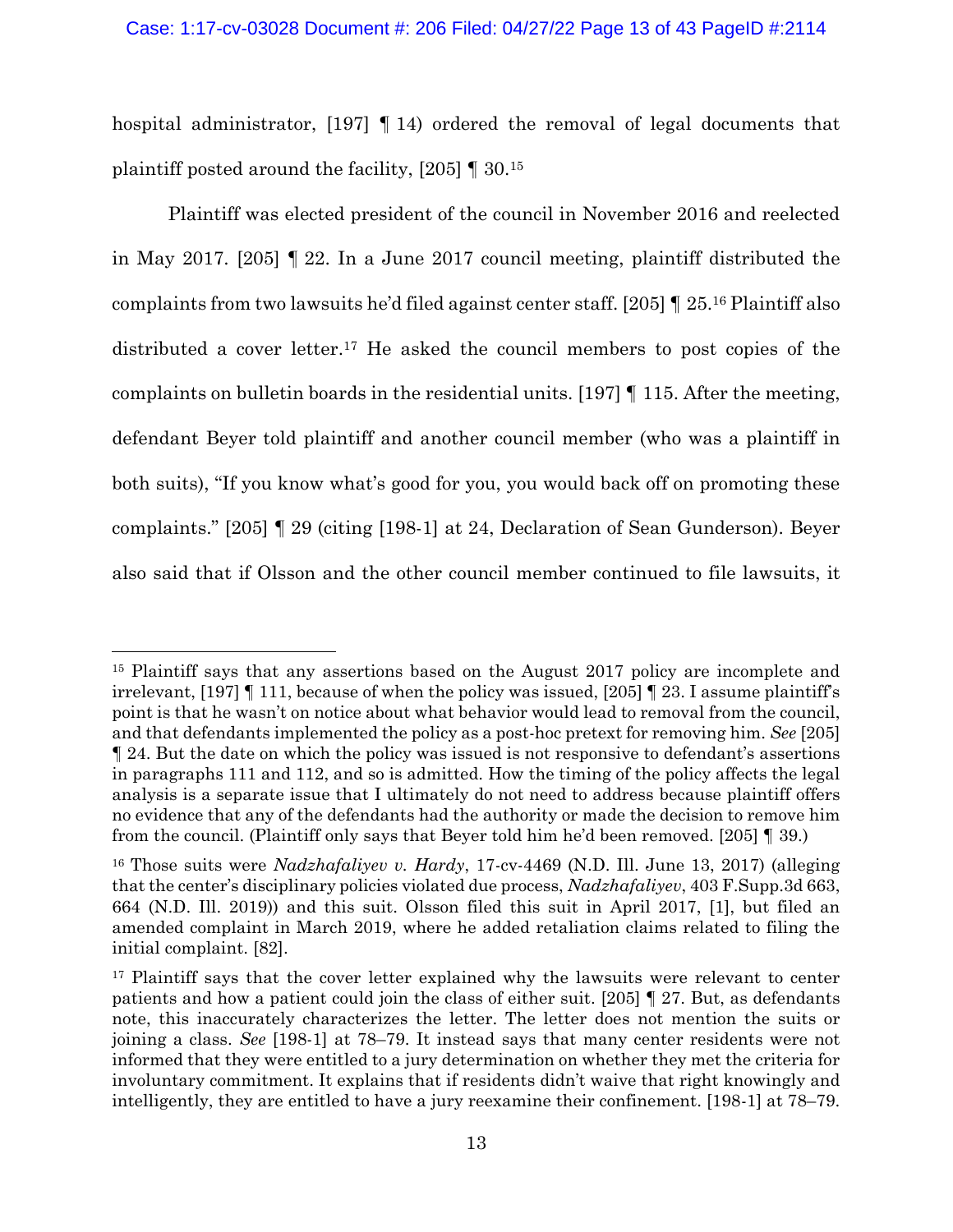hospital administrator, [197] ¶ 14) ordered the removal of legal documents that plaintiff posted around the facility, [205] ¶ 30.[15]

Plaintiff was elected president of the council in November 2016 and reelected in May 2017. [205] ¶ 22. In a June 2017 council meeting, plaintiff distributed the complaints from two lawsuits he'd filed against center staff. [205] ¶ 25.[16] Plaintiff also distributed a cover letter.[17] He asked the council members to post copies of the complaints on bulletin boards in the residential units. [197] ¶ 115. After the meeting, defendant Beyer told plaintiff and another council member (who was a plaintiff in both suits), "If you know what's good for you, you would back off on promoting these complaints." [205] ¶ 29 (citing [198-1] at 24, Declaration of Sean Gunderson). Beyer also said that if Olsson and the other council member continued to file lawsuits, it

---

[15] Plaintiff says that any assertions based on the August 2017 policy are incomplete and irrelevant, [197] ¶ 111, because of when the policy was issued, [205] ¶ 23. I assume plaintiff's point is that he wasn't on notice about what behavior would lead to removal from the council, and that defendants implemented the policy as a post-hoc pretext for removing him. *See* [205] ¶ 24. But the date on which the policy was issued is not responsive to defendant's assertions in paragraphs 111 and 112, and so is admitted. How the timing of the policy affects the legal analysis is a separate issue that I ultimately do not need to address because plaintiff offers no evidence that any of the defendants had the authority or made the decision to remove him from the council. (Plaintiff only says that Beyer told him he'd been removed. [205] ¶ 39.)

[16] Those suits were *Nadzhafaliyev v. Hardy*, 17-cv-4469 (N.D. Ill. June 13, 2017) (alleging that the center's disciplinary policies violated due process, *Nadzhafaliyev*, 403 F.Supp.3d 663, 664 (N.D. Ill. 2019)) and this suit. Olsson filed this suit in April 2017, [1], but filed an amended complaint in March 2019, where he added retaliation claims related to filing the initial complaint. [82].

[17] Plaintiff says that the cover letter explained why the lawsuits were relevant to center patients and how a patient could join the class of either suit. [205] ¶ 27. But, as defendants note, this inaccurately characterizes the letter. The letter does not mention the suits or joining a class. *See* [198-1] at 78–79. It instead says that many center residents were not informed that they were entitled to a jury determination on whether they met the criteria for involuntary commitment. It explains that if residents didn't waive that right knowingly and intelligently, they are entitled to have a jury reexamine their confinement. [198-1] at 78–79.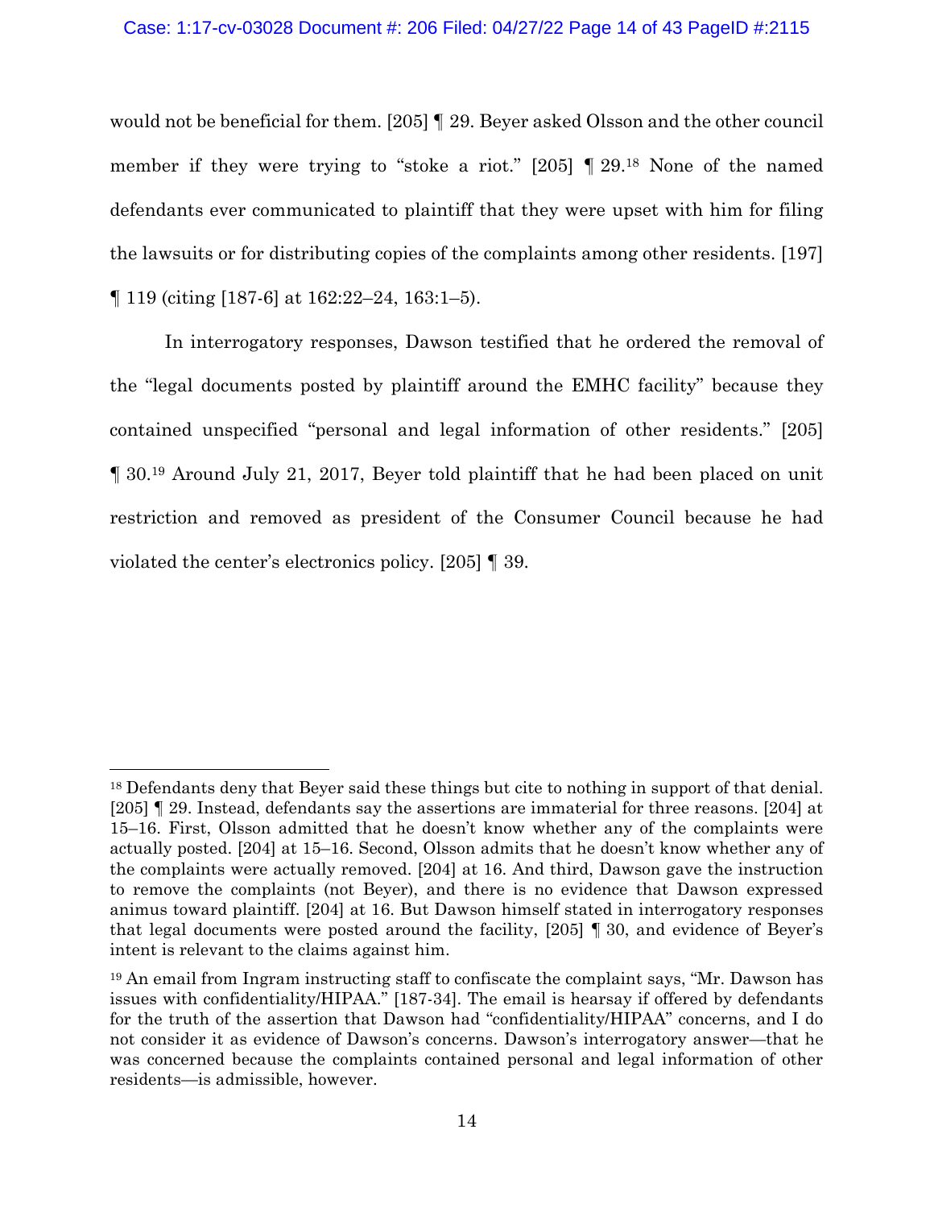would not be beneficial for them. [205] ¶ 29. Beyer asked Olsson and the other council member if they were trying to "stoke a riot." [205] ¶ 29.[18] None of the named defendants ever communicated to plaintiff that they were upset with him for filing the lawsuits or for distributing copies of the complaints among other residents. [197] ¶ 119 (citing [187-6] at 162:22–24, 163:1–5).

In interrogatory responses, Dawson testified that he ordered the removal of the "legal documents posted by plaintiff around the EMHC facility" because they contained unspecified "personal and legal information of other residents." [205] ¶ 30.[19] Around July 21, 2017, Beyer told plaintiff that he had been placed on unit restriction and removed as president of the Consumer Council because he had violated the center's electronics policy. [205] ¶ 39.

---

[18] Defendants deny that Beyer said these things but cite to nothing in support of that denial. [205] ¶ 29. Instead, defendants say the assertions are immaterial for three reasons. [204] at 15–16. First, Olsson admitted that he doesn't know whether any of the complaints were actually posted. [204] at 15–16. Second, Olsson admits that he doesn't know whether any of the complaints were actually removed. [204] at 16. And third, Dawson gave the instruction to remove the complaints (not Beyer), and there is no evidence that Dawson expressed animus toward plaintiff. [204] at 16. But Dawson himself stated in interrogatory responses that legal documents were posted around the facility, [205] ¶ 30, and evidence of Beyer's intent is relevant to the claims against him.

[19] An email from Ingram instructing staff to confiscate the complaint says, "Mr. Dawson has issues with confidentiality/HIPAA." [187-34]. The email is hearsay if offered by defendants for the truth of the assertion that Dawson had "confidentiality/HIPAA" concerns, and I do not consider it as evidence of Dawson's concerns. Dawson's interrogatory answer—that he was concerned because the complaints contained personal and legal information of other residents—is admissible, however.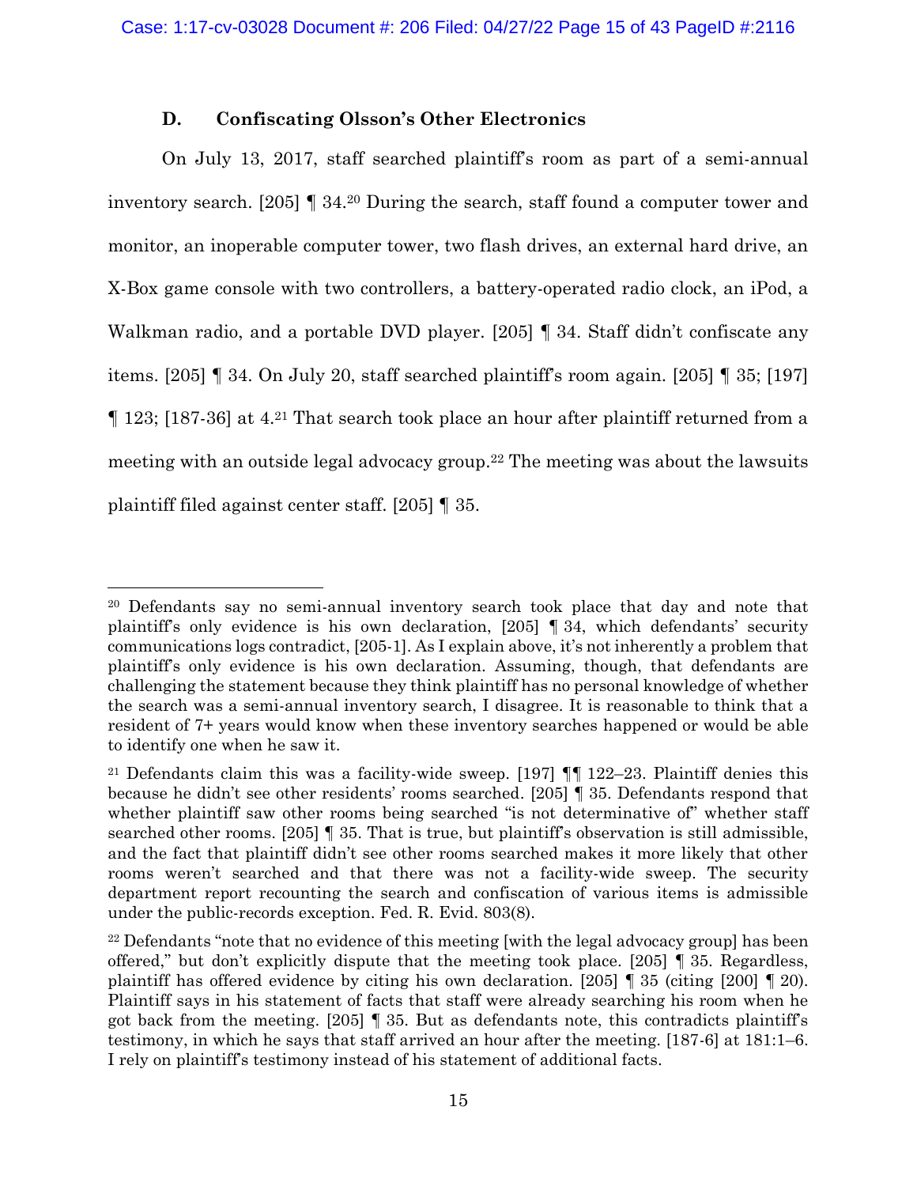### D. Confiscating Olsson's Other Electronics

On July 13, 2017, staff searched plaintiff's room as part of a semi-annual inventory search. [205] ¶ 34.[20] During the search, staff found a computer tower and monitor, an inoperable computer tower, two flash drives, an external hard drive, an X-Box game console with two controllers, a battery-operated radio clock, an iPod, a Walkman radio, and a portable DVD player. [205] ¶ 34. Staff didn't confiscate any items. [205] ¶ 34. On July 20, staff searched plaintiff's room again. [205] ¶ 35; [197] ¶ 123; [187-36] at 4.[21] That search took place an hour after plaintiff returned from a meeting with an outside legal advocacy group.[22] The meeting was about the lawsuits plaintiff filed against center staff. [205] ¶ 35.

---

[20] Defendants say no semi-annual inventory search took place that day and note that plaintiff's only evidence is his own declaration, [205] ¶ 34, which defendants' security communications logs contradict, [205-1]. As I explain above, it's not inherently a problem that plaintiff's only evidence is his own declaration. Assuming, though, that defendants are challenging the statement because they think plaintiff has no personal knowledge of whether the search was a semi-annual inventory search, I disagree. It is reasonable to think that a resident of 7+ years would know when these inventory searches happened or would be able to identify one when he saw it.

[21] Defendants claim this was a facility-wide sweep. [197] ¶¶ 122–23. Plaintiff denies this because he didn't see other residents' rooms searched. [205] ¶ 35. Defendants respond that whether plaintiff saw other rooms being searched "is not determinative of" whether staff searched other rooms. [205] ¶ 35. That is true, but plaintiff's observation is still admissible, and the fact that plaintiff didn't see other rooms searched makes it more likely that other rooms weren't searched and that there was not a facility-wide sweep. The security department report recounting the search and confiscation of various items is admissible under the public-records exception. Fed. R. Evid. 803(8).

[22] Defendants "note that no evidence of this meeting [with the legal advocacy group] has been offered," but don't explicitly dispute that the meeting took place. [205] ¶ 35. Regardless, plaintiff has offered evidence by citing his own declaration. [205] ¶ 35 (citing [200] ¶ 20). Plaintiff says in his statement of facts that staff were already searching his room when he got back from the meeting. [205] ¶ 35. But as defendants note, this contradicts plaintiff's testimony, in which he says that staff arrived an hour after the meeting. [187-6] at 181:1–6. I rely on plaintiff's testimony instead of his statement of additional facts.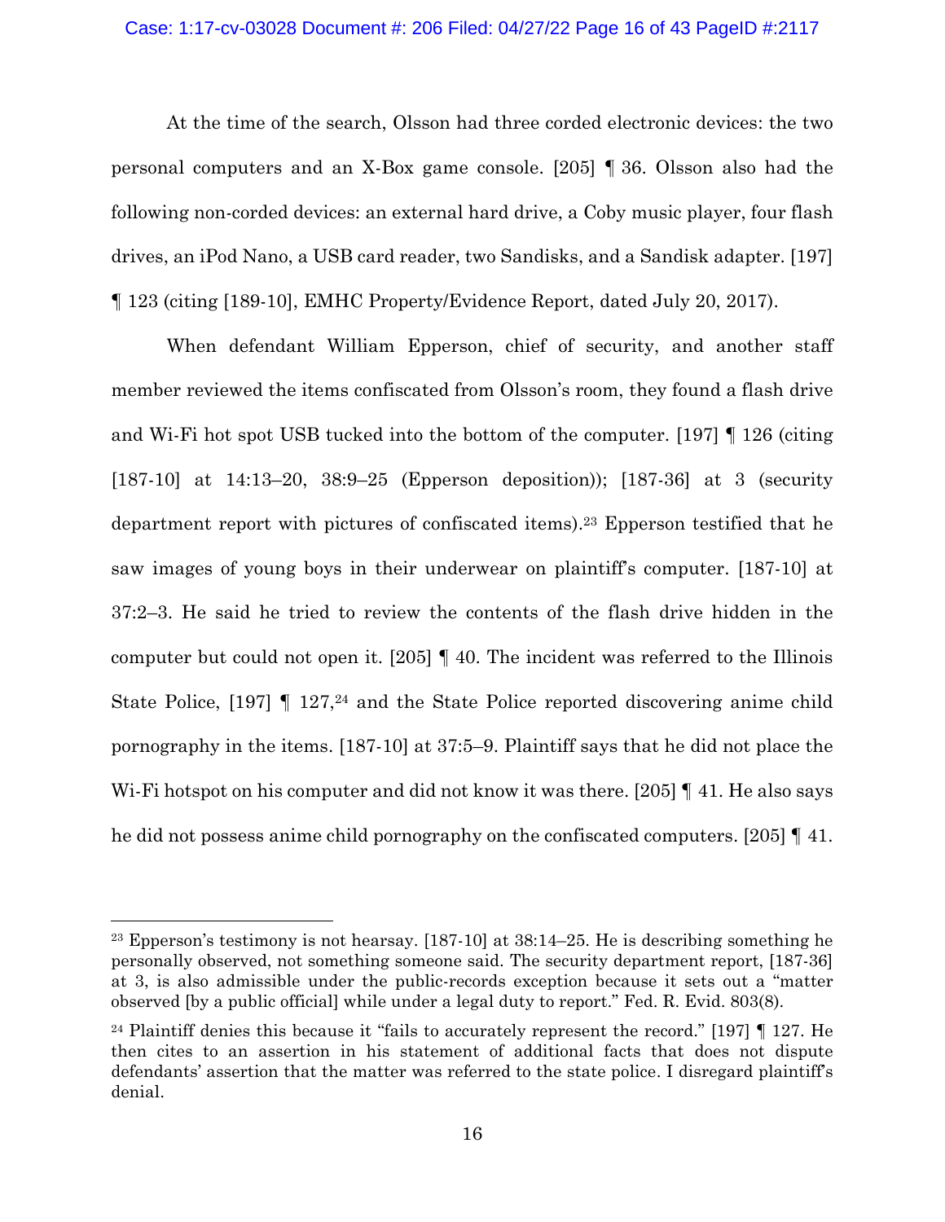At the time of the search, Olsson had three corded electronic devices: the two personal computers and an X-Box game console. [205] ¶ 36. Olsson also had the following non-corded devices: an external hard drive, a Coby music player, four flash drives, an iPod Nano, a USB card reader, two Sandisks, and a Sandisk adapter. [197] ¶ 123 (citing [189-10], EMHC Property/Evidence Report, dated July 20, 2017).

When defendant William Epperson, chief of security, and another staff member reviewed the items confiscated from Olsson's room, they found a flash drive and Wi-Fi hot spot USB tucked into the bottom of the computer. [197] ¶ 126 (citing [187-10] at 14:13–20, 38:9–25 (Epperson deposition)); [187-36] at 3 (security department report with pictures of confiscated items).[23] Epperson testified that he saw images of young boys in their underwear on plaintiff's computer. [187-10] at 37:2–3. He said he tried to review the contents of the flash drive hidden in the computer but could not open it. [205] ¶ 40. The incident was referred to the Illinois State Police, [197] ¶ 127,[24] and the State Police reported discovering anime child pornography in the items. [187-10] at 37:5–9. Plaintiff says that he did not place the Wi-Fi hotspot on his computer and did not know it was there. [205] ¶ 41. He also says he did not possess anime child pornography on the confiscated computers. [205] ¶ 41.

---

[23] Epperson's testimony is not hearsay. [187-10] at 38:14–25. He is describing something he personally observed, not something someone said. The security department report, [187-36] at 3, is also admissible under the public-records exception because it sets out a "matter observed [by a public official] while under a legal duty to report." Fed. R. Evid. 803(8).

[24] Plaintiff denies this because it "fails to accurately represent the record." [197] ¶ 127. He then cites to an assertion in his statement of additional facts that does not dispute defendants' assertion that the matter was referred to the state police. I disregard plaintiff's denial.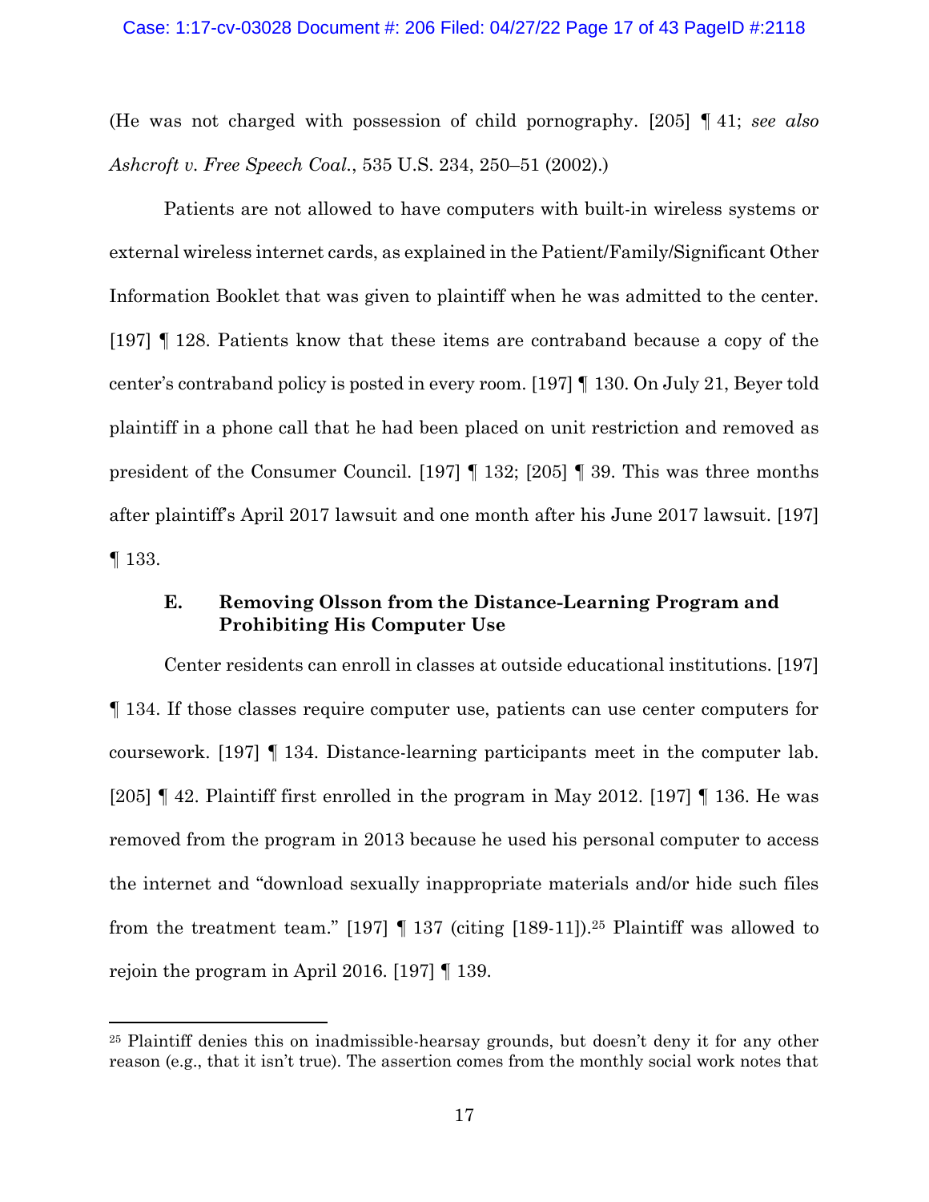(He was not charged with possession of child pornography. [205] ¶ 41; *see also Ashcroft v. Free Speech Coal.*, 535 U.S. 234, 250–51 (2002).)

Patients are not allowed to have computers with built-in wireless systems or external wireless internet cards, as explained in the Patient/Family/Significant Other Information Booklet that was given to plaintiff when he was admitted to the center. [197] ¶ 128. Patients know that these items are contraband because a copy of the center's contraband policy is posted in every room. [197] ¶ 130. On July 21, Beyer told plaintiff in a phone call that he had been placed on unit restriction and removed as president of the Consumer Council. [197] ¶ 132; [205] ¶ 39. This was three months after plaintiff's April 2017 lawsuit and one month after his June 2017 lawsuit. [197] ¶ 133.

### E. Removing Olsson from the Distance-Learning Program and Prohibiting His Computer Use

Center residents can enroll in classes at outside educational institutions. [197] ¶ 134. If those classes require computer use, patients can use center computers for coursework. [197] ¶ 134. Distance-learning participants meet in the computer lab. [205] ¶ 42. Plaintiff first enrolled in the program in May 2012. [197] ¶ 136. He was removed from the program in 2013 because he used his personal computer to access the internet and "download sexually inappropriate materials and/or hide such files from the treatment team." [197] ¶ 137 (citing [189-11]).[25] Plaintiff was allowed to rejoin the program in April 2016. [197] ¶ 139.

---

[25] Plaintiff denies this on inadmissible-hearsay grounds, but doesn't deny it for any other reason (e.g., that it isn't true). The assertion comes from the monthly social work notes that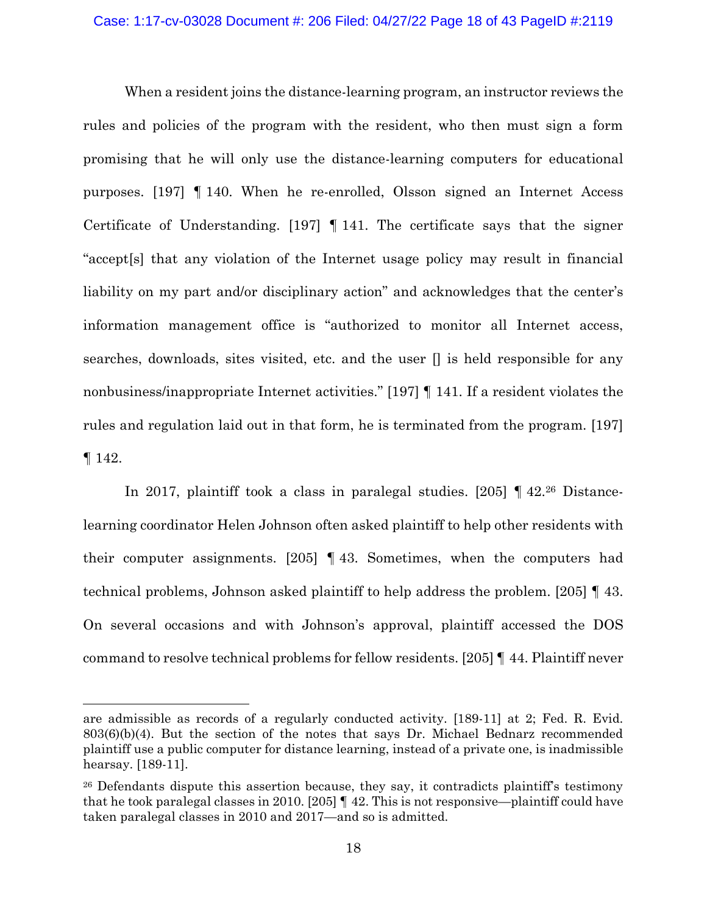When a resident joins the distance-learning program, an instructor reviews the rules and policies of the program with the resident, who then must sign a form promising that he will only use the distance-learning computers for educational purposes. [197] ¶ 140. When he re-enrolled, Olsson signed an Internet Access Certificate of Understanding. [197] ¶ 141. The certificate says that the signer "accept[s] that any violation of the Internet usage policy may result in financial liability on my part and/or disciplinary action" and acknowledges that the center's information management office is "authorized to monitor all Internet access, searches, downloads, sites visited, etc. and the user [] is held responsible for any nonbusiness/inappropriate Internet activities." [197] ¶ 141. If a resident violates the rules and regulation laid out in that form, he is terminated from the program. [197] ¶ 142.

In 2017, plaintiff took a class in paralegal studies. [205] ¶ 42.[26] Distance-learning coordinator Helen Johnson often asked plaintiff to help other residents with their computer assignments. [205] ¶ 43. Sometimes, when the computers had technical problems, Johnson asked plaintiff to help address the problem. [205] ¶ 43. On several occasions and with Johnson's approval, plaintiff accessed the DOS command to resolve technical problems for fellow residents. [205] ¶ 44. Plaintiff never

---

are admissible as records of a regularly conducted activity. [189-11] at 2; Fed. R. Evid. 803(6)(b)(4). But the section of the notes that says Dr. Michael Bednarz recommended plaintiff use a public computer for distance learning, instead of a private one, is inadmissible hearsay. [189-11].

[26] Defendants dispute this assertion because, they say, it contradicts plaintiff's testimony that he took paralegal classes in 2010. [205] ¶ 42. This is not responsive—plaintiff could have taken paralegal classes in 2010 and 2017—and so is admitted.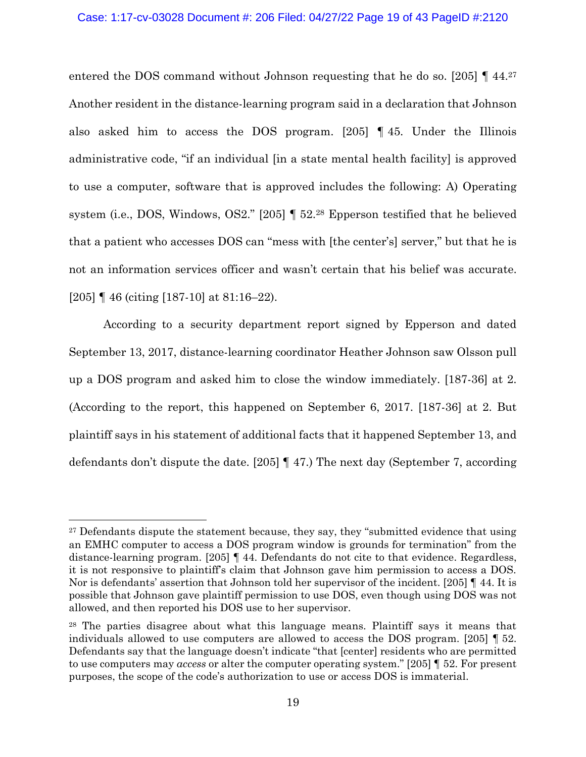entered the DOS command without Johnson requesting that he do so. [205] ¶ 44.[27] Another resident in the distance-learning program said in a declaration that Johnson also asked him to access the DOS program. [205] ¶ 45. Under the Illinois administrative code, "if an individual [in a state mental health facility] is approved to use a computer, software that is approved includes the following: A) Operating system (i.e., DOS, Windows, OS2." [205] ¶ 52.[28] Epperson testified that he believed that a patient who accesses DOS can "mess with [the center's] server," but that he is not an information services officer and wasn't certain that his belief was accurate. [205] ¶ 46 (citing [187-10] at 81:16–22).

According to a security department report signed by Epperson and dated September 13, 2017, distance-learning coordinator Heather Johnson saw Olsson pull up a DOS program and asked him to close the window immediately. [187-36] at 2. (According to the report, this happened on September 6, 2017. [187-36] at 2. But plaintiff says in his statement of additional facts that it happened September 13, and defendants don't dispute the date. [205] ¶ 47.) The next day (September 7, according

---

[27] Defendants dispute the statement because, they say, they "submitted evidence that using an EMHC computer to access a DOS program window is grounds for termination" from the distance-learning program. [205] ¶ 44. Defendants do not cite to that evidence. Regardless, it is not responsive to plaintiff's claim that Johnson gave him permission to access a DOS. Nor is defendants' assertion that Johnson told her supervisor of the incident. [205] ¶ 44. It is possible that Johnson gave plaintiff permission to use DOS, even though using DOS was not allowed, and then reported his DOS use to her supervisor.

[28] The parties disagree about what this language means. Plaintiff says it means that individuals allowed to use computers are allowed to access the DOS program. [205] ¶ 52. Defendants say that the language doesn't indicate "that [center] residents who are permitted to use computers may *access* or alter the computer operating system." [205] ¶ 52. For present purposes, the scope of the code's authorization to use or access DOS is immaterial.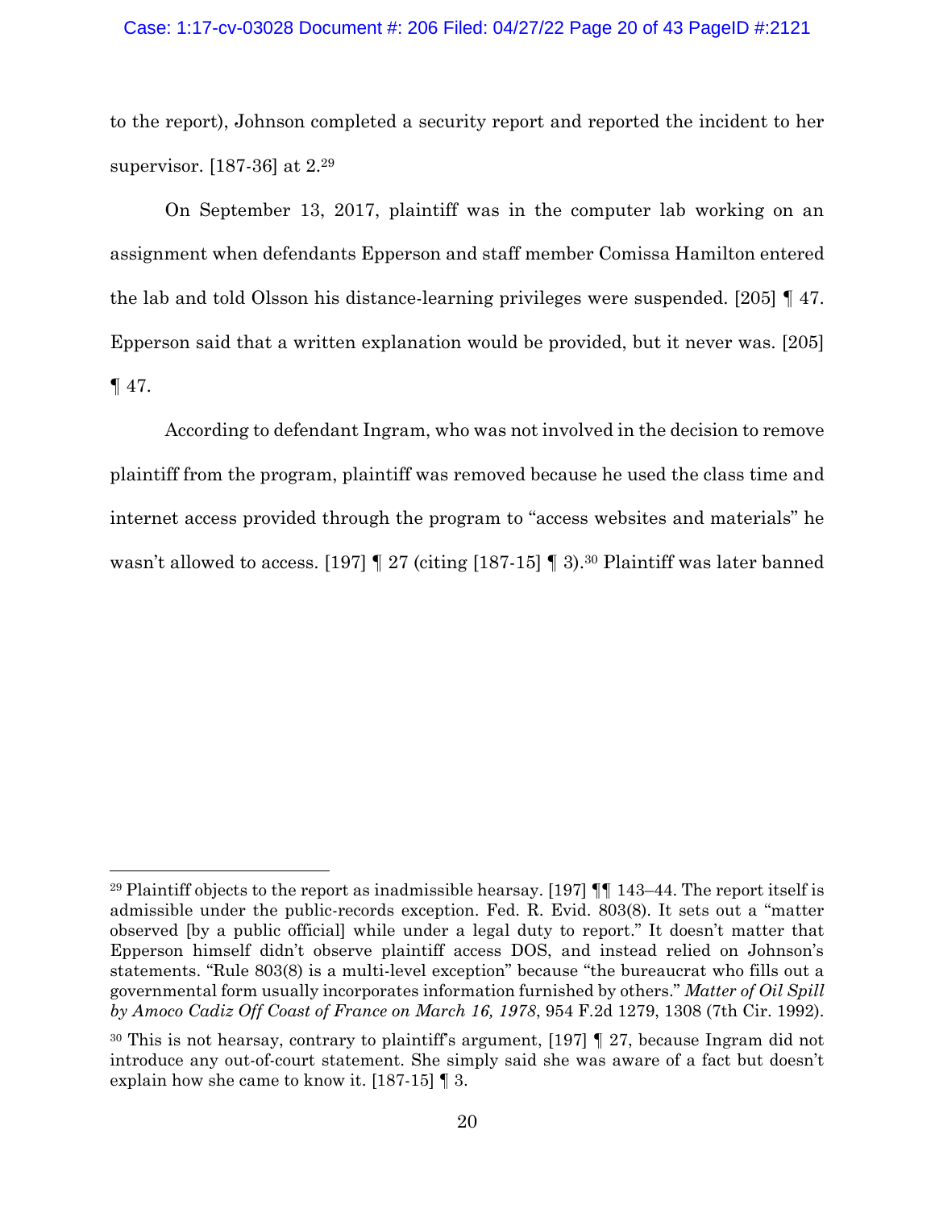to the report), Johnson completed a security report and reported the incident to her supervisor. [187-36] at 2.[29]

On September 13, 2017, plaintiff was in the computer lab working on an assignment when defendants Epperson and staff member Comissa Hamilton entered the lab and told Olsson his distance-learning privileges were suspended. [205] ¶ 47. Epperson said that a written explanation would be provided, but it never was. [205] ¶ 47.

According to defendant Ingram, who was not involved in the decision to remove plaintiff from the program, plaintiff was removed because he used the class time and internet access provided through the program to "access websites and materials" he wasn't allowed to access. [197] ¶ 27 (citing [187-15] ¶ 3).[30] Plaintiff was later banned

---

[29] Plaintiff objects to the report as inadmissible hearsay. [197] ¶¶ 143–44. The report itself is admissible under the public-records exception. Fed. R. Evid. 803(8). It sets out a "matter observed [by a public official] while under a legal duty to report." It doesn't matter that Epperson himself didn't observe plaintiff access DOS, and instead relied on Johnson's statements. "Rule 803(8) is a multi-level exception" because "the bureaucrat who fills out a governmental form usually incorporates information furnished by others." *Matter of Oil Spill by Amoco Cadiz Off Coast of France on March 16, 1978*, 954 F.2d 1279, 1308 (7th Cir. 1992).

[30] This is not hearsay, contrary to plaintiff's argument, [197] ¶ 27, because Ingram did not introduce any out-of-court statement. She simply said she was aware of a fact but doesn't explain how she came to know it. [187-15] ¶ 3.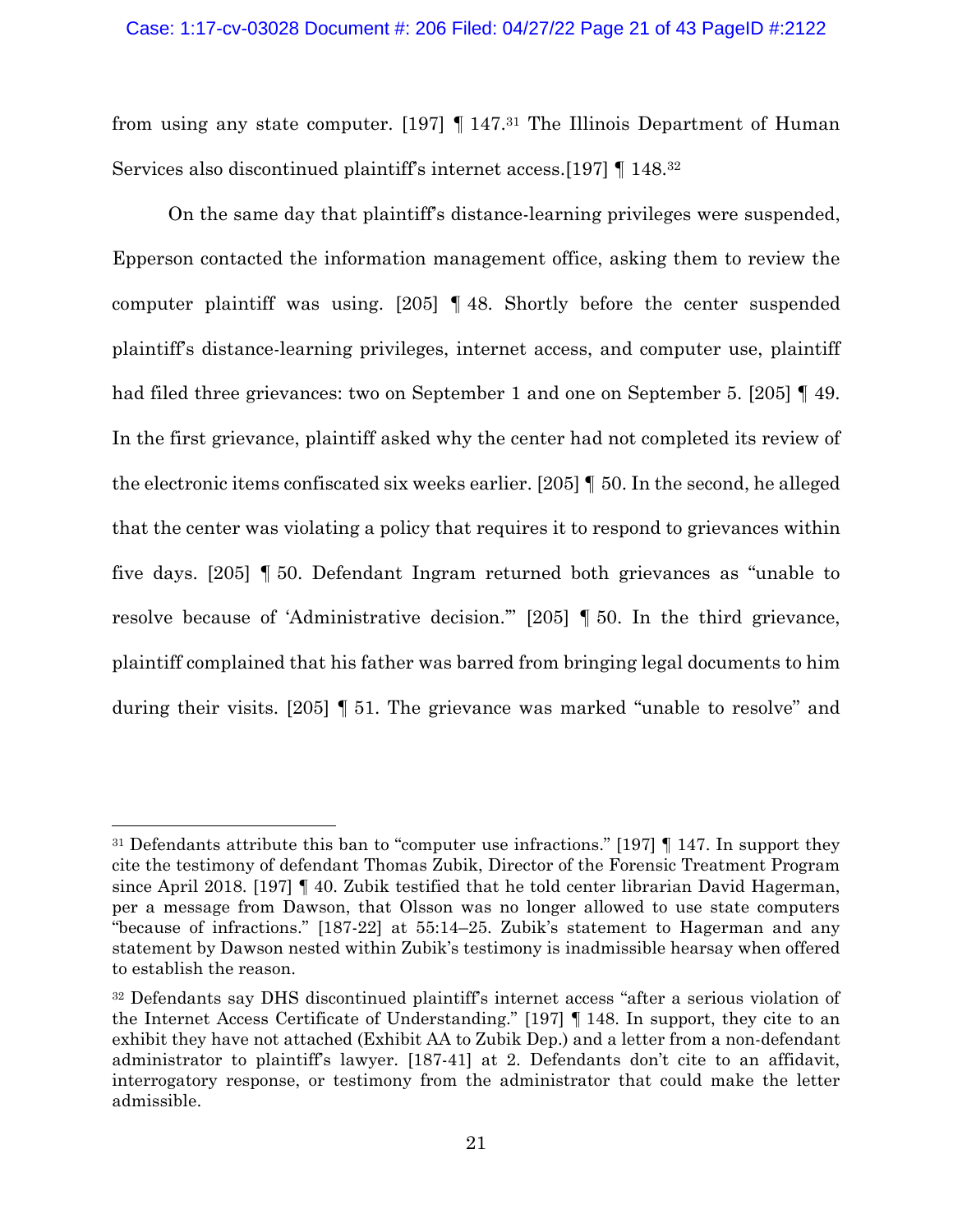from using any state computer. [197] ¶ 147.[31] The Illinois Department of Human Services also discontinued plaintiff's internet access.[197] ¶ 148.[32]

On the same day that plaintiff's distance-learning privileges were suspended, Epperson contacted the information management office, asking them to review the computer plaintiff was using. [205] ¶ 48. Shortly before the center suspended plaintiff's distance-learning privileges, internet access, and computer use, plaintiff had filed three grievances: two on September 1 and one on September 5. [205] ¶ 49. In the first grievance, plaintiff asked why the center had not completed its review of the electronic items confiscated six weeks earlier. [205] ¶ 50. In the second, he alleged that the center was violating a policy that requires it to respond to grievances within five days. [205] ¶ 50. Defendant Ingram returned both grievances as "unable to resolve because of 'Administrative decision.'" [205] ¶ 50. In the third grievance, plaintiff complained that his father was barred from bringing legal documents to him during their visits. [205] ¶ 51. The grievance was marked "unable to resolve" and

---

[31] Defendants attribute this ban to "computer use infractions." [197] ¶ 147. In support they cite the testimony of defendant Thomas Zubik, Director of the Forensic Treatment Program since April 2018. [197] ¶ 40. Zubik testified that he told center librarian David Hagerman, per a message from Dawson, that Olsson was no longer allowed to use state computers "because of infractions." [187-22] at 55:14–25. Zubik's statement to Hagerman and any statement by Dawson nested within Zubik's testimony is inadmissible hearsay when offered to establish the reason.

[32] Defendants say DHS discontinued plaintiff's internet access "after a serious violation of the Internet Access Certificate of Understanding." [197] ¶ 148. In support, they cite to an exhibit they have not attached (Exhibit AA to Zubik Dep.) and a letter from a non-defendant administrator to plaintiff's lawyer. [187-41] at 2. Defendants don't cite to an affidavit, interrogatory response, or testimony from the administrator that could make the letter admissible.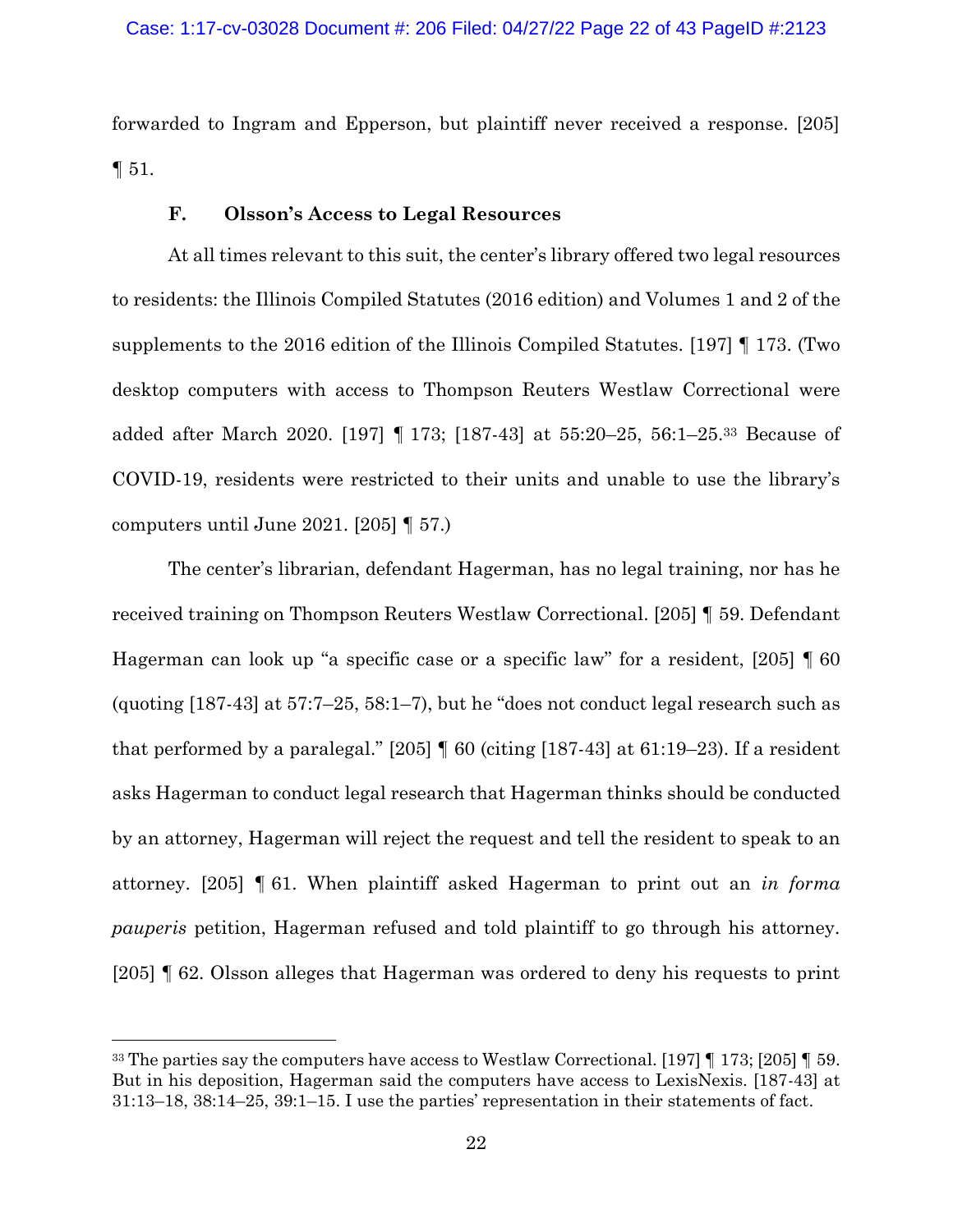forwarded to Ingram and Epperson, but plaintiff never received a response. [205] ¶ 51.

### F. Olsson's Access to Legal Resources

At all times relevant to this suit, the center's library offered two legal resources to residents: the Illinois Compiled Statutes (2016 edition) and Volumes 1 and 2 of the supplements to the 2016 edition of the Illinois Compiled Statutes. [197] ¶ 173. (Two desktop computers with access to Thompson Reuters Westlaw Correctional were added after March 2020. [197] ¶ 173; [187-43] at 55:20–25, 56:1–25.[33] Because of COVID-19, residents were restricted to their units and unable to use the library's computers until June 2021. [205] ¶ 57.)

The center's librarian, defendant Hagerman, has no legal training, nor has he received training on Thompson Reuters Westlaw Correctional. [205] ¶ 59. Defendant Hagerman can look up "a specific case or a specific law" for a resident, [205] ¶ 60 (quoting [187-43] at 57:7–25, 58:1–7), but he "does not conduct legal research such as that performed by a paralegal." [205] ¶ 60 (citing [187-43] at 61:19–23). If a resident asks Hagerman to conduct legal research that Hagerman thinks should be conducted by an attorney, Hagerman will reject the request and tell the resident to speak to an attorney. [205] ¶ 61. When plaintiff asked Hagerman to print out an *in forma pauperis* petition, Hagerman refused and told plaintiff to go through his attorney. [205] ¶ 62. Olsson alleges that Hagerman was ordered to deny his requests to print

---

[33] The parties say the computers have access to Westlaw Correctional. [197] ¶ 173; [205] ¶ 59. But in his deposition, Hagerman said the computers have access to LexisNexis. [187-43] at 31:13–18, 38:14–25, 39:1–15. I use the parties' representation in their statements of fact.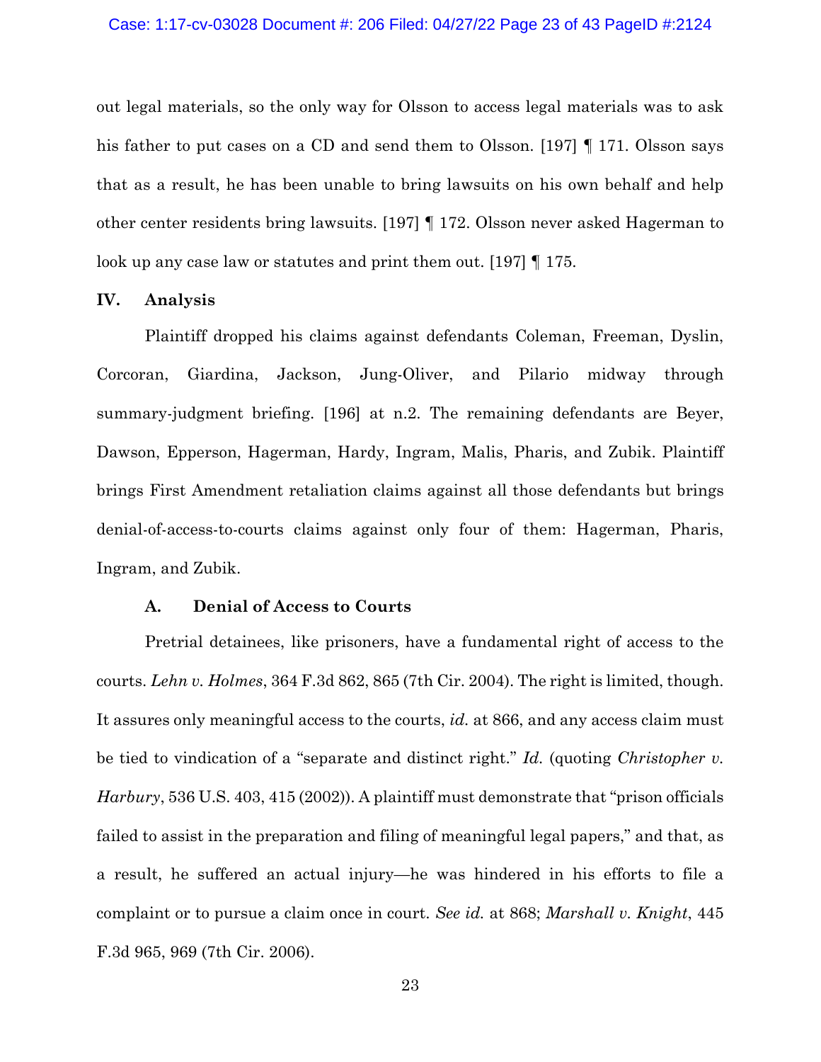out legal materials, so the only way for Olsson to access legal materials was to ask his father to put cases on a CD and send them to Olsson. [197] ¶ 171. Olsson says that as a result, he has been unable to bring lawsuits on his own behalf and help other center residents bring lawsuits. [197] ¶ 172. Olsson never asked Hagerman to look up any case law or statutes and print them out. [197] ¶ 175.

## IV. Analysis

Plaintiff dropped his claims against defendants Coleman, Freeman, Dyslin, Corcoran, Giardina, Jackson, Jung-Oliver, and Pilario midway through summary-judgment briefing. [196] at n.2. The remaining defendants are Beyer, Dawson, Epperson, Hagerman, Hardy, Ingram, Malis, Pharis, and Zubik. Plaintiff brings First Amendment retaliation claims against all those defendants but brings denial-of-access-to-courts claims against only four of them: Hagerman, Pharis, Ingram, and Zubik.

### A. Denial of Access to Courts

Pretrial detainees, like prisoners, have a fundamental right of access to the courts. *Lehn v. Holmes*, 364 F.3d 862, 865 (7th Cir. 2004). The right is limited, though. It assures only meaningful access to the courts, *id.* at 866, and any access claim must be tied to vindication of a "separate and distinct right." *Id.* (quoting *Christopher v. Harbury*, 536 U.S. 403, 415 (2002)). A plaintiff must demonstrate that "prison officials failed to assist in the preparation and filing of meaningful legal papers," and that, as a result, he suffered an actual injury—he was hindered in his efforts to file a complaint or to pursue a claim once in court. *See id.* at 868; *Marshall v. Knight*, 445 F.3d 965, 969 (7th Cir. 2006).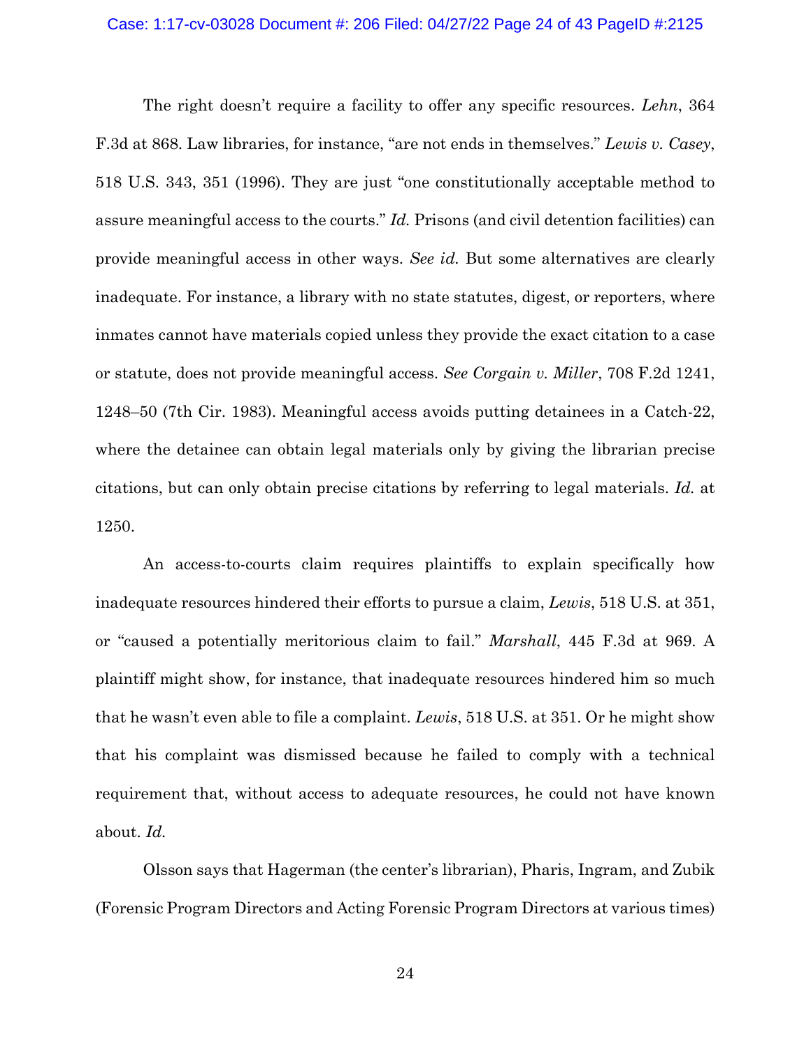The right doesn't require a facility to offer any specific resources. *Lehn*, 364 F.3d at 868. Law libraries, for instance, "are not ends in themselves." *Lewis v. Casey*, 518 U.S. 343, 351 (1996). They are just "one constitutionally acceptable method to assure meaningful access to the courts." *Id.* Prisons (and civil detention facilities) can provide meaningful access in other ways. *See id.* But some alternatives are clearly inadequate. For instance, a library with no state statutes, digest, or reporters, where inmates cannot have materials copied unless they provide the exact citation to a case or statute, does not provide meaningful access. *See Corgain v. Miller*, 708 F.2d 1241, 1248–50 (7th Cir. 1983). Meaningful access avoids putting detainees in a Catch-22, where the detainee can obtain legal materials only by giving the librarian precise citations, but can only obtain precise citations by referring to legal materials. *Id.* at 1250.

An access-to-courts claim requires plaintiffs to explain specifically how inadequate resources hindered their efforts to pursue a claim, *Lewis*, 518 U.S. at 351, or "caused a potentially meritorious claim to fail." *Marshall*, 445 F.3d at 969. A plaintiff might show, for instance, that inadequate resources hindered him so much that he wasn't even able to file a complaint. *Lewis*, 518 U.S. at 351. Or he might show that his complaint was dismissed because he failed to comply with a technical requirement that, without access to adequate resources, he could not have known about. *Id.*

Olsson says that Hagerman (the center's librarian), Pharis, Ingram, and Zubik (Forensic Program Directors and Acting Forensic Program Directors at various times)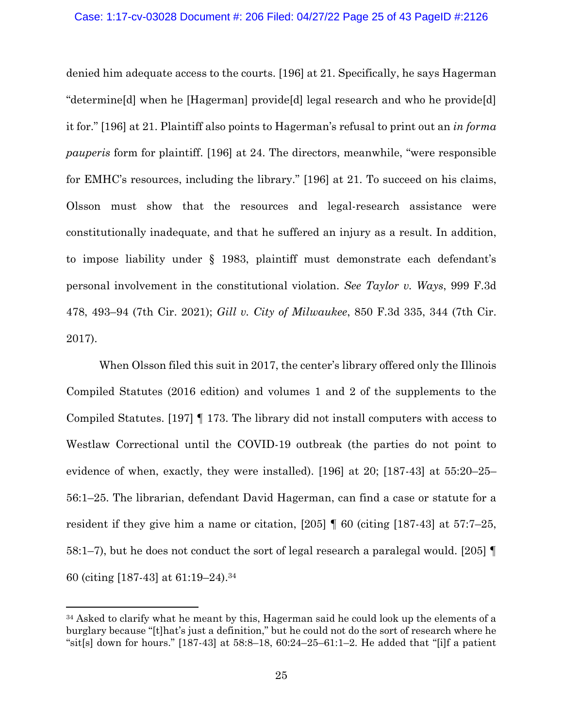denied him adequate access to the courts. [196] at 21. Specifically, he says Hagerman "determine[d] when he [Hagerman] provide[d] legal research and who he provide[d] it for." [196] at 21. Plaintiff also points to Hagerman's refusal to print out an *in forma pauperis* form for plaintiff. [196] at 24. The directors, meanwhile, "were responsible for EMHC's resources, including the library." [196] at 21. To succeed on his claims, Olsson must show that the resources and legal-research assistance were constitutionally inadequate, and that he suffered an injury as a result. In addition, to impose liability under § 1983, plaintiff must demonstrate each defendant's personal involvement in the constitutional violation. *See Taylor v. Ways*, 999 F.3d 478, 493–94 (7th Cir. 2021); *Gill v. City of Milwaukee*, 850 F.3d 335, 344 (7th Cir. 2017).

When Olsson filed this suit in 2017, the center's library offered only the Illinois Compiled Statutes (2016 edition) and volumes 1 and 2 of the supplements to the Compiled Statutes. [197] ¶ 173. The library did not install computers with access to Westlaw Correctional until the COVID-19 outbreak (the parties do not point to evidence of when, exactly, they were installed). [196] at 20; [187-43] at 55:20–25–56:1–25. The librarian, defendant David Hagerman, can find a case or statute for a resident if they give him a name or citation, [205] ¶ 60 (citing [187-43] at 57:7–25, 58:1–7), but he does not conduct the sort of legal research a paralegal would. [205] ¶ 60 (citing [187-43] at 61:19–24).[34]

[34] Asked to clarify what he meant by this, Hagerman said he could look up the elements of a burglary because "[t]hat's just a definition," but he could not do the sort of research where he "sit[s] down for hours." [187-43] at 58:8–18, 60:24–25–61:1–2. He added that "[i]f a patient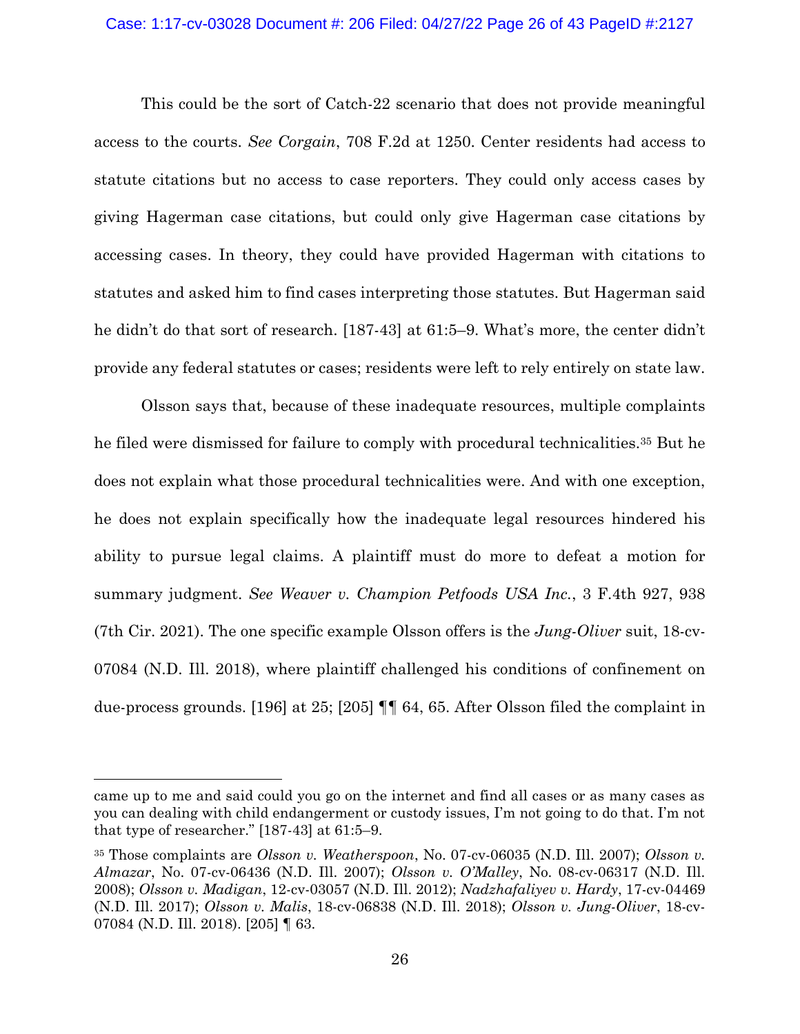This could be the sort of Catch-22 scenario that does not provide meaningful access to the courts. *See Corgain*, 708 F.2d at 1250. Center residents had access to statute citations but no access to case reporters. They could only access cases by giving Hagerman case citations, but could only give Hagerman case citations by accessing cases. In theory, they could have provided Hagerman with citations to statutes and asked him to find cases interpreting those statutes. But Hagerman said he didn't do that sort of research. [187-43] at 61:5–9. What's more, the center didn't provide any federal statutes or cases; residents were left to rely entirely on state law.

Olsson says that, because of these inadequate resources, multiple complaints he filed were dismissed for failure to comply with procedural technicalities.[35] But he does not explain what those procedural technicalities were. And with one exception, he does not explain specifically how the inadequate legal resources hindered his ability to pursue legal claims. A plaintiff must do more to defeat a motion for summary judgment. *See Weaver v. Champion Petfoods USA Inc.*, 3 F.4th 927, 938 (7th Cir. 2021). The one specific example Olsson offers is the *Jung-Oliver* suit, 18-cv-07084 (N.D. Ill. 2018), where plaintiff challenged his conditions of confinement on due-process grounds. [196] at 25; [205] ¶¶ 64, 65. After Olsson filed the complaint in

---

came up to me and said could you go on the internet and find all cases or as many cases as you can dealing with child endangerment or custody issues, I'm not going to do that. I'm not that type of researcher." [187-43] at 61:5–9.

[35] Those complaints are *Olsson v. Weatherspoon*, No. 07-cv-06035 (N.D. Ill. 2007); *Olsson v. Almazar*, No. 07-cv-06436 (N.D. Ill. 2007); *Olsson v. O'Malley*, No. 08-cv-06317 (N.D. Ill. 2008); *Olsson v. Madigan*, 12-cv-03057 (N.D. Ill. 2012); *Nadzhafaliyev v. Hardy*, 17-cv-04469 (N.D. Ill. 2017); *Olsson v. Malis*, 18-cv-06838 (N.D. Ill. 2018); *Olsson v. Jung-Oliver*, 18-cv-07084 (N.D. Ill. 2018). [205] ¶ 63.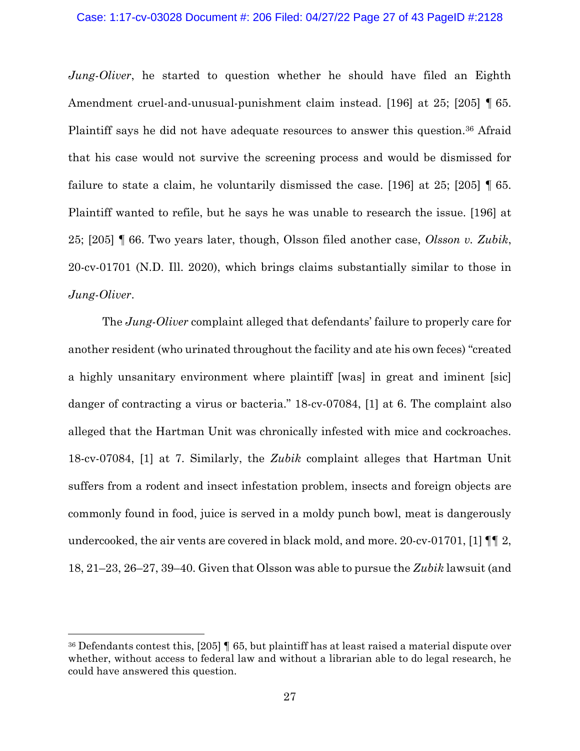*Jung-Oliver*, he started to question whether he should have filed an Eighth Amendment cruel-and-unusual-punishment claim instead. [196] at 25; [205] ¶ 65. Plaintiff says he did not have adequate resources to answer this question.[36] Afraid that his case would not survive the screening process and would be dismissed for failure to state a claim, he voluntarily dismissed the case. [196] at 25; [205] ¶ 65. Plaintiff wanted to refile, but he says he was unable to research the issue. [196] at 25; [205] ¶ 66. Two years later, though, Olsson filed another case, *Olsson v. Zubik*, 20-cv-01701 (N.D. Ill. 2020), which brings claims substantially similar to those in *Jung-Oliver*.

The *Jung-Oliver* complaint alleged that defendants' failure to properly care for another resident (who urinated throughout the facility and ate his own feces) "created a highly unsanitary environment where plaintiff [was] in great and iminent [sic] danger of contracting a virus or bacteria." 18-cv-07084, [1] at 6. The complaint also alleged that the Hartman Unit was chronically infested with mice and cockroaches. 18-cv-07084, [1] at 7. Similarly, the *Zubik* complaint alleges that Hartman Unit suffers from a rodent and insect infestation problem, insects and foreign objects are commonly found in food, juice is served in a moldy punch bowl, meat is dangerously undercooked, the air vents are covered in black mold, and more. 20-cv-01701, [1] ¶¶ 2, 18, 21–23, 26–27, 39–40. Given that Olsson was able to pursue the *Zubik* lawsuit (and

---

[36] Defendants contest this, [205] ¶ 65, but plaintiff has at least raised a material dispute over whether, without access to federal law and without a librarian able to do legal research, he could have answered this question.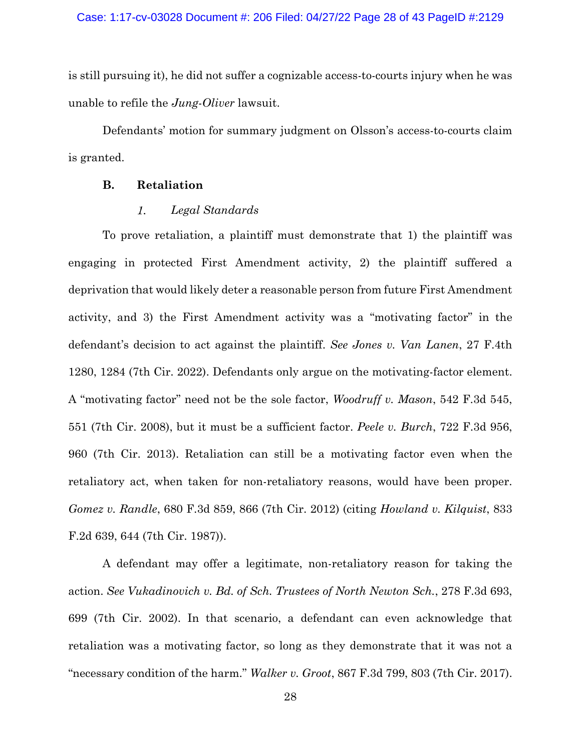is still pursuing it), he did not suffer a cognizable access-to-courts injury when he was unable to refile the *Jung-Oliver* lawsuit.

Defendants' motion for summary judgment on Olsson's access-to-courts claim is granted.

### B. Retaliation

#### *1. Legal Standards*

To prove retaliation, a plaintiff must demonstrate that 1) the plaintiff was engaging in protected First Amendment activity, 2) the plaintiff suffered a deprivation that would likely deter a reasonable person from future First Amendment activity, and 3) the First Amendment activity was a "motivating factor" in the defendant's decision to act against the plaintiff. *See Jones v. Van Lanen*, 27 F.4th 1280, 1284 (7th Cir. 2022). Defendants only argue on the motivating-factor element. A "motivating factor" need not be the sole factor, *Woodruff v. Mason*, 542 F.3d 545, 551 (7th Cir. 2008), but it must be a sufficient factor. *Peele v. Burch*, 722 F.3d 956, 960 (7th Cir. 2013). Retaliation can still be a motivating factor even when the retaliatory act, when taken for non-retaliatory reasons, would have been proper. *Gomez v. Randle*, 680 F.3d 859, 866 (7th Cir. 2012) (citing *Howland v. Kilquist*, 833 F.2d 639, 644 (7th Cir. 1987)).

A defendant may offer a legitimate, non-retaliatory reason for taking the action. *See Vukadinovich v. Bd. of Sch. Trustees of North Newton Sch.*, 278 F.3d 693, 699 (7th Cir. 2002). In that scenario, a defendant can even acknowledge that retaliation was a motivating factor, so long as they demonstrate that it was not a "necessary condition of the harm." *Walker v. Groot*, 867 F.3d 799, 803 (7th Cir. 2017).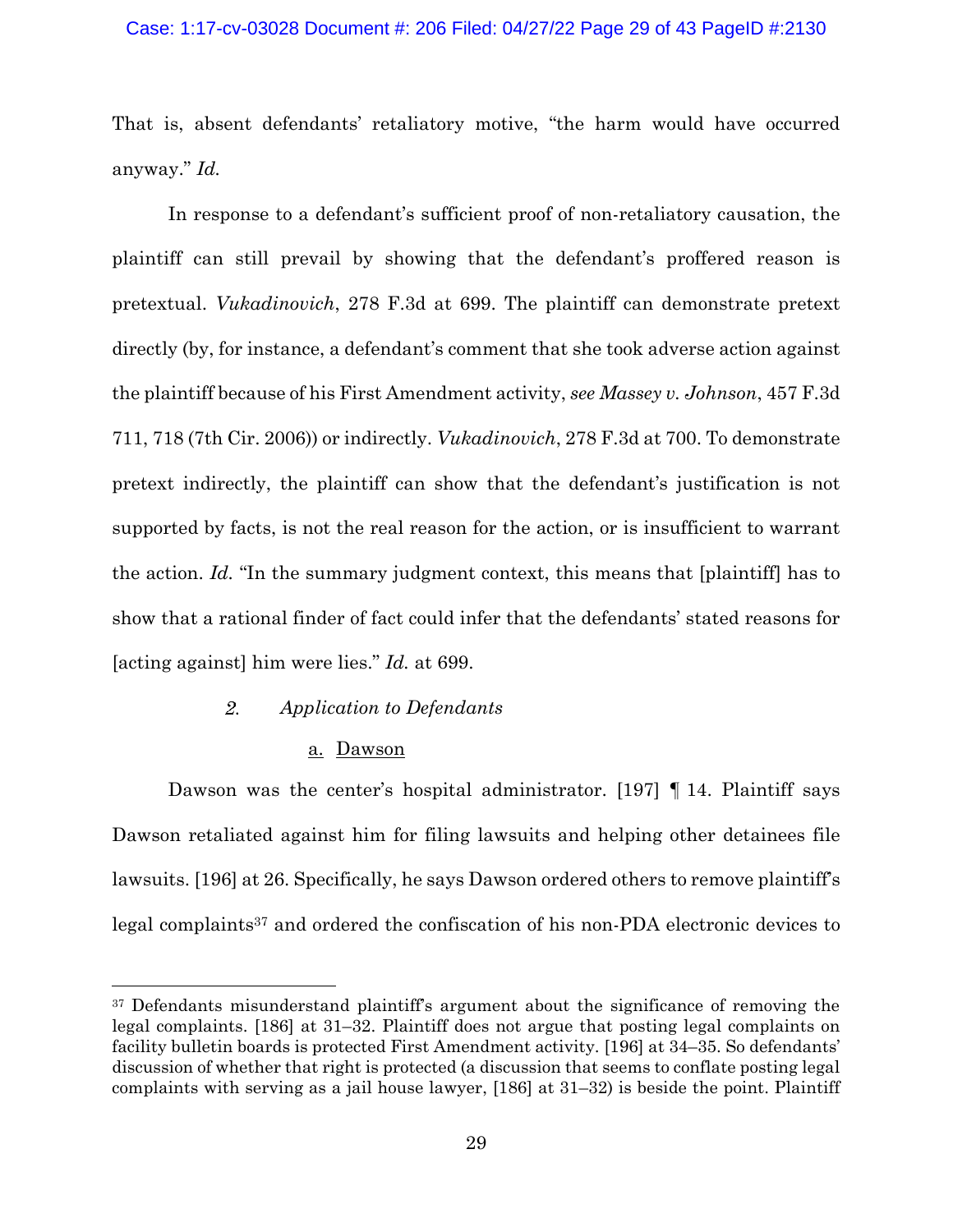That is, absent defendants' retaliatory motive, "the harm would have occurred anyway." *Id.*

In response to a defendant's sufficient proof of non-retaliatory causation, the plaintiff can still prevail by showing that the defendant's proffered reason is pretextual. *Vukadinovich*, 278 F.3d at 699. The plaintiff can demonstrate pretext directly (by, for instance, a defendant's comment that she took adverse action against the plaintiff because of his First Amendment activity, *see Massey v. Johnson*, 457 F.3d 711, 718 (7th Cir. 2006)) or indirectly. *Vukadinovich*, 278 F.3d at 700. To demonstrate pretext indirectly, the plaintiff can show that the defendant's justification is not supported by facts, is not the real reason for the action, or is insufficient to warrant the action. *Id.* "In the summary judgment context, this means that [plaintiff] has to show that a rational finder of fact could infer that the defendants' stated reasons for [acting against] him were lies." *Id.* at 699.

#### *2. Application to Defendants*

##### a. Dawson

Dawson was the center's hospital administrator. [197] ¶ 14. Plaintiff says Dawson retaliated against him for filing lawsuits and helping other detainees file lawsuits. [196] at 26. Specifically, he says Dawson ordered others to remove plaintiff's legal complaints[37] and ordered the confiscation of his non-PDA electronic devices to

---

[37] Defendants misunderstand plaintiff's argument about the significance of removing the legal complaints. [186] at 31–32. Plaintiff does not argue that posting legal complaints on facility bulletin boards is protected First Amendment activity. [196] at 34–35. So defendants' discussion of whether that right is protected (a discussion that seems to conflate posting legal complaints with serving as a jail house lawyer, [186] at 31–32) is beside the point. Plaintiff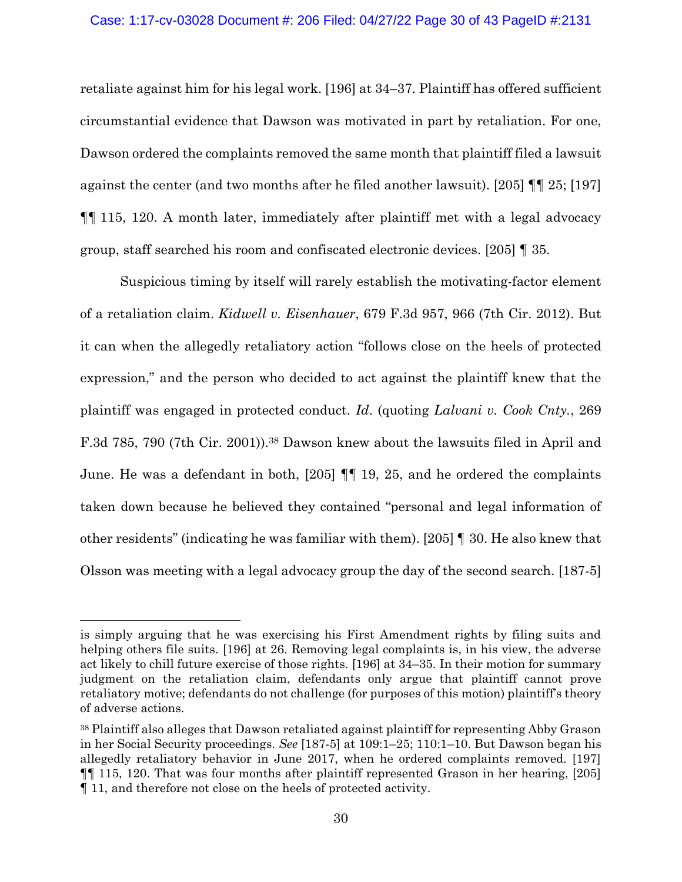retaliate against him for his legal work. [196] at 34–37. Plaintiff has offered sufficient circumstantial evidence that Dawson was motivated in part by retaliation. For one, Dawson ordered the complaints removed the same month that plaintiff filed a lawsuit against the center (and two months after he filed another lawsuit). [205] ¶¶ 25; [197] ¶¶ 115, 120. A month later, immediately after plaintiff met with a legal advocacy group, staff searched his room and confiscated electronic devices. [205] ¶ 35.

Suspicious timing by itself will rarely establish the motivating-factor element of a retaliation claim. *Kidwell v. Eisenhauer*, 679 F.3d 957, 966 (7th Cir. 2012). But it can when the allegedly retaliatory action "follows close on the heels of protected expression," and the person who decided to act against the plaintiff knew that the plaintiff was engaged in protected conduct. *Id*. (quoting *Lalvani v. Cook Cnty.*, 269 F.3d 785, 790 (7th Cir. 2001)).[38] Dawson knew about the lawsuits filed in April and June. He was a defendant in both, [205] ¶¶ 19, 25, and he ordered the complaints taken down because he believed they contained "personal and legal information of other residents" (indicating he was familiar with them). [205] ¶ 30. He also knew that Olsson was meeting with a legal advocacy group the day of the second search. [187-5]

---

is simply arguing that he was exercising his First Amendment rights by filing suits and helping others file suits. [196] at 26. Removing legal complaints is, in his view, the adverse act likely to chill future exercise of those rights. [196] at 34–35. In their motion for summary judgment on the retaliation claim, defendants only argue that plaintiff cannot prove retaliatory motive; defendants do not challenge (for purposes of this motion) plaintiff's theory of adverse actions.

[38] Plaintiff also alleges that Dawson retaliated against plaintiff for representing Abby Grason in her Social Security proceedings. *See* [187-5] at 109:1–25; 110:1–10. But Dawson began his allegedly retaliatory behavior in June 2017, when he ordered complaints removed. [197] ¶¶ 115, 120. That was four months after plaintiff represented Grason in her hearing, [205] ¶ 11, and therefore not close on the heels of protected activity.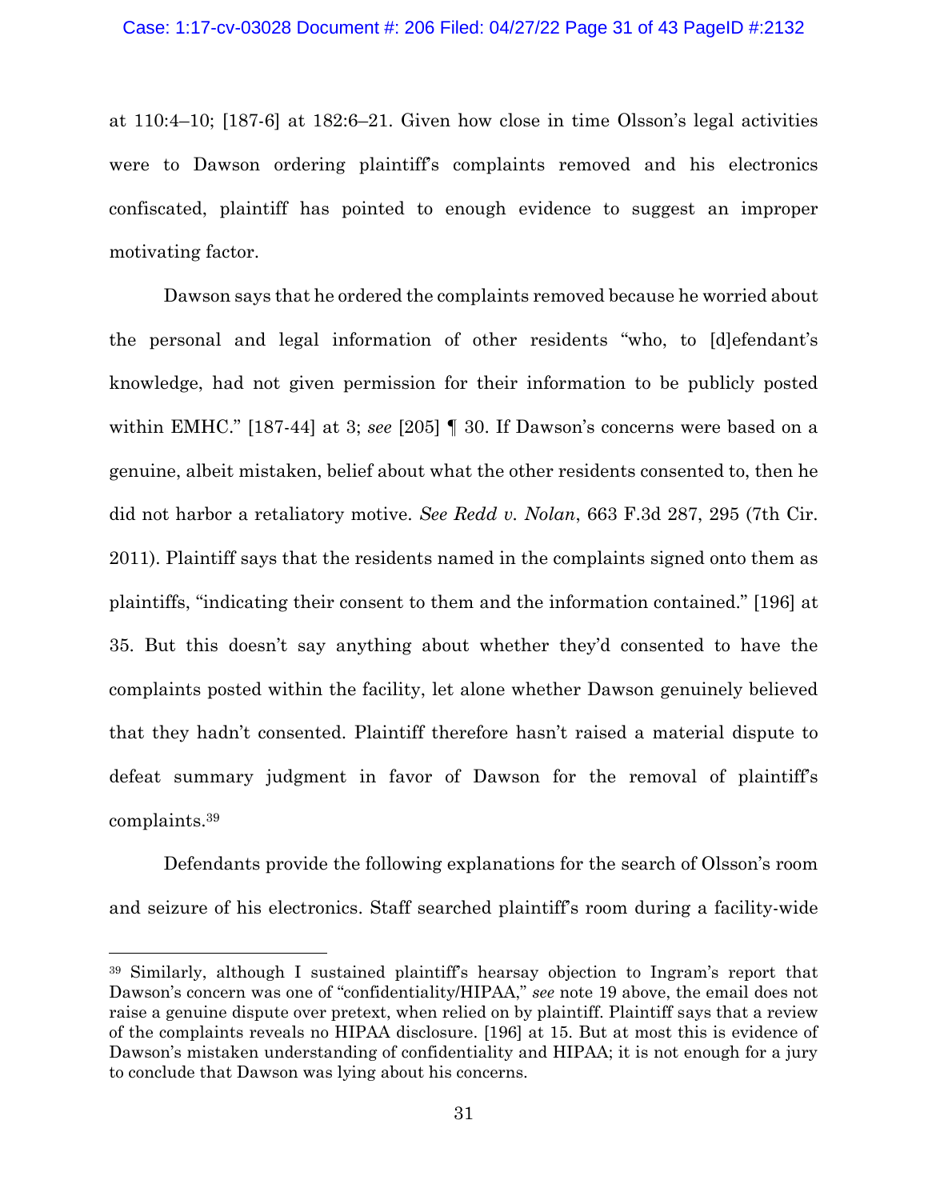at 110:4–10; [187-6] at 182:6–21. Given how close in time Olsson's legal activities were to Dawson ordering plaintiff's complaints removed and his electronics confiscated, plaintiff has pointed to enough evidence to suggest an improper motivating factor.

Dawson says that he ordered the complaints removed because he worried about the personal and legal information of other residents "who, to [d]efendant's knowledge, had not given permission for their information to be publicly posted within EMHC." [187-44] at 3; *see* [205] ¶ 30. If Dawson's concerns were based on a genuine, albeit mistaken, belief about what the other residents consented to, then he did not harbor a retaliatory motive. *See Redd v. Nolan*, 663 F.3d 287, 295 (7th Cir. 2011). Plaintiff says that the residents named in the complaints signed onto them as plaintiffs, "indicating their consent to them and the information contained." [196] at 35. But this doesn't say anything about whether they'd consented to have the complaints posted within the facility, let alone whether Dawson genuinely believed that they hadn't consented. Plaintiff therefore hasn't raised a material dispute to defeat summary judgment in favor of Dawson for the removal of plaintiff's complaints.[39]

Defendants provide the following explanations for the search of Olsson's room and seizure of his electronics. Staff searched plaintiff's room during a facility-wide

---

[39] Similarly, although I sustained plaintiff's hearsay objection to Ingram's report that Dawson's concern was one of "confidentiality/HIPAA," *see* note 19 above, the email does not raise a genuine dispute over pretext, when relied on by plaintiff. Plaintiff says that a review of the complaints reveals no HIPAA disclosure. [196] at 15. But at most this is evidence of Dawson's mistaken understanding of confidentiality and HIPAA; it is not enough for a jury to conclude that Dawson was lying about his concerns.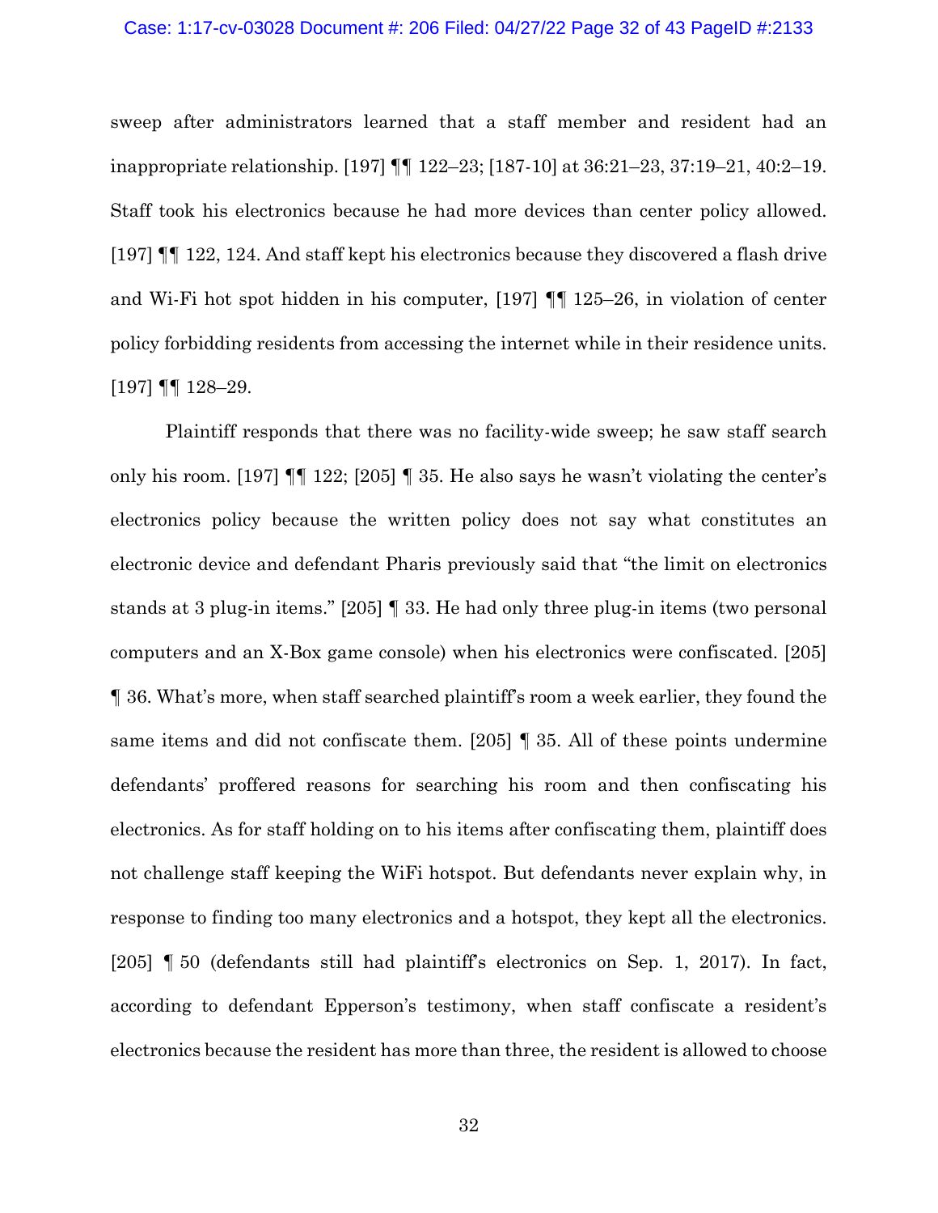sweep after administrators learned that a staff member and resident had an inappropriate relationship. [197] ¶¶ 122–23; [187-10] at 36:21–23, 37:19–21, 40:2–19. Staff took his electronics because he had more devices than center policy allowed. [197] ¶¶ 122, 124. And staff kept his electronics because they discovered a flash drive and Wi-Fi hot spot hidden in his computer, [197] ¶¶ 125–26, in violation of center policy forbidding residents from accessing the internet while in their residence units. [197] ¶¶ 128–29.

Plaintiff responds that there was no facility-wide sweep; he saw staff search only his room. [197] ¶¶ 122; [205] ¶ 35. He also says he wasn't violating the center's electronics policy because the written policy does not say what constitutes an electronic device and defendant Pharis previously said that "the limit on electronics stands at 3 plug-in items." [205] ¶ 33. He had only three plug-in items (two personal computers and an X-Box game console) when his electronics were confiscated. [205] ¶ 36. What's more, when staff searched plaintiff's room a week earlier, they found the same items and did not confiscate them. [205] ¶ 35. All of these points undermine defendants' proffered reasons for searching his room and then confiscating his electronics. As for staff holding on to his items after confiscating them, plaintiff does not challenge staff keeping the WiFi hotspot. But defendants never explain why, in response to finding too many electronics and a hotspot, they kept all the electronics. [205] ¶ 50 (defendants still had plaintiff's electronics on Sep. 1, 2017). In fact, according to defendant Epperson's testimony, when staff confiscate a resident's electronics because the resident has more than three, the resident is allowed to choose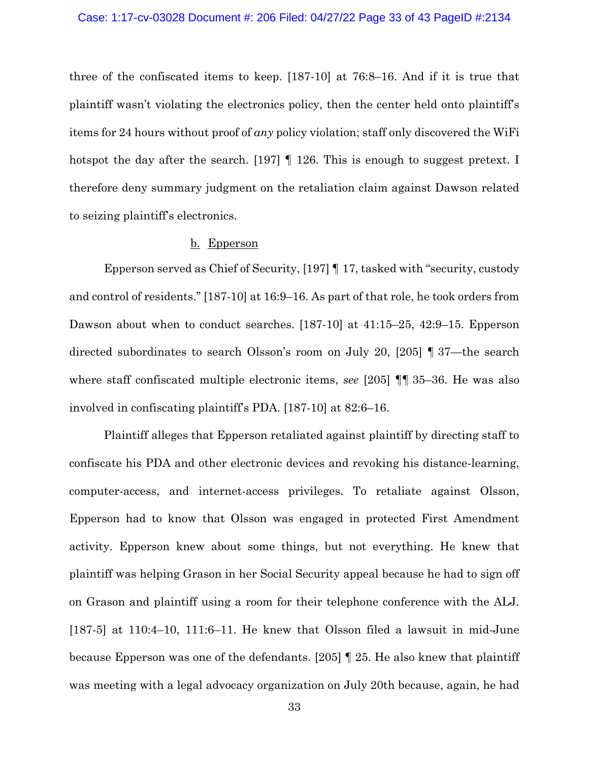three of the confiscated items to keep. [187-10] at 76:8–16. And if it is true that plaintiff wasn't violating the electronics policy, then the center held onto plaintiff's items for 24 hours without proof of *any* policy violation; staff only discovered the WiFi hotspot the day after the search. [197] ¶ 126. This is enough to suggest pretext. I therefore deny summary judgment on the retaliation claim against Dawson related to seizing plaintiff's electronics.

b. Epperson

Epperson served as Chief of Security, [197] ¶ 17, tasked with "security, custody and control of residents." [187-10] at 16:9–16. As part of that role, he took orders from Dawson about when to conduct searches. [187-10] at 41:15–25, 42:9–15. Epperson directed subordinates to search Olsson's room on July 20, [205] ¶ 37—the search where staff confiscated multiple electronic items, *see* [205] ¶¶ 35–36. He was also involved in confiscating plaintiff's PDA. [187-10] at 82:6–16.

Plaintiff alleges that Epperson retaliated against plaintiff by directing staff to confiscate his PDA and other electronic devices and revoking his distance-learning, computer-access, and internet-access privileges. To retaliate against Olsson, Epperson had to know that Olsson was engaged in protected First Amendment activity. Epperson knew about some things, but not everything. He knew that plaintiff was helping Grason in her Social Security appeal because he had to sign off on Grason and plaintiff using a room for their telephone conference with the ALJ. [187-5] at 110:4–10, 111:6–11. He knew that Olsson filed a lawsuit in mid-June because Epperson was one of the defendants. [205] ¶ 25. He also knew that plaintiff was meeting with a legal advocacy organization on July 20th because, again, he had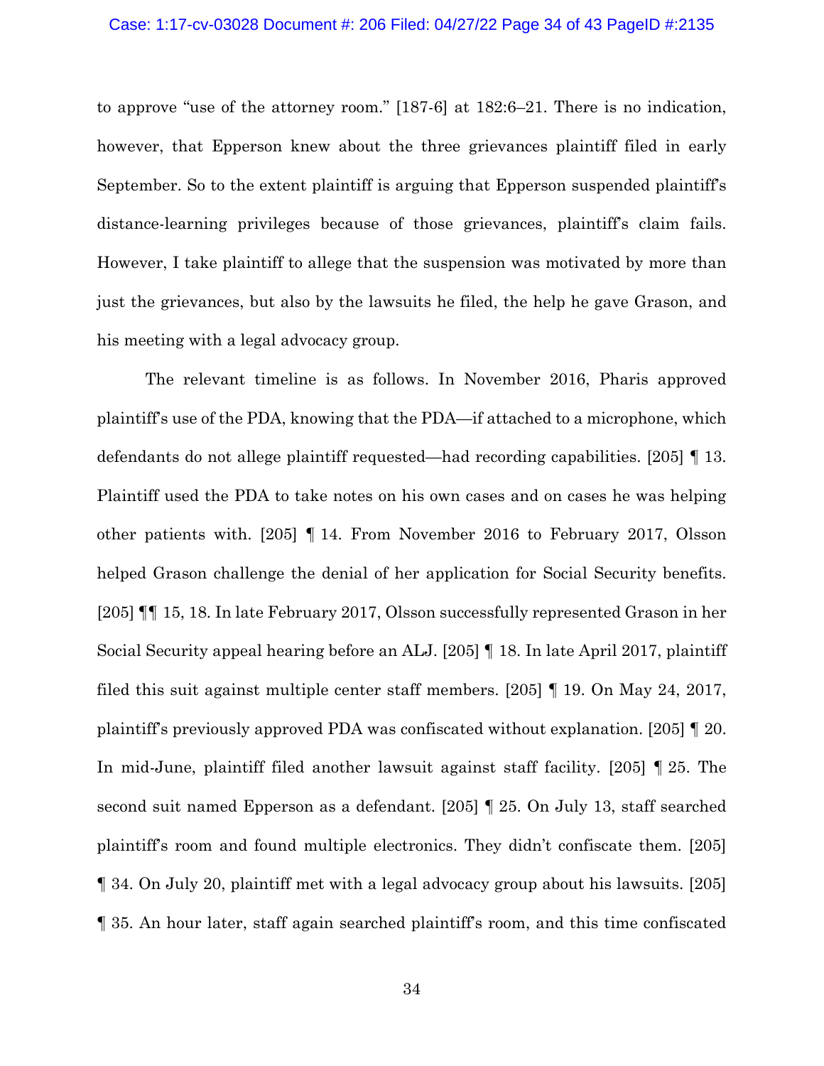to approve "use of the attorney room." [187-6] at 182:6–21. There is no indication, however, that Epperson knew about the three grievances plaintiff filed in early September. So to the extent plaintiff is arguing that Epperson suspended plaintiff's distance-learning privileges because of those grievances, plaintiff's claim fails. However, I take plaintiff to allege that the suspension was motivated by more than just the grievances, but also by the lawsuits he filed, the help he gave Grason, and his meeting with a legal advocacy group.

The relevant timeline is as follows. In November 2016, Pharis approved plaintiff's use of the PDA, knowing that the PDA—if attached to a microphone, which defendants do not allege plaintiff requested—had recording capabilities. [205] ¶ 13. Plaintiff used the PDA to take notes on his own cases and on cases he was helping other patients with. [205] ¶ 14. From November 2016 to February 2017, Olsson helped Grason challenge the denial of her application for Social Security benefits. [205] ¶¶ 15, 18. In late February 2017, Olsson successfully represented Grason in her Social Security appeal hearing before an ALJ. [205] ¶ 18. In late April 2017, plaintiff filed this suit against multiple center staff members. [205] ¶ 19. On May 24, 2017, plaintiff's previously approved PDA was confiscated without explanation. [205] ¶ 20. In mid-June, plaintiff filed another lawsuit against staff facility. [205] ¶ 25. The second suit named Epperson as a defendant. [205] ¶ 25. On July 13, staff searched plaintiff's room and found multiple electronics. They didn't confiscate them. [205] ¶ 34. On July 20, plaintiff met with a legal advocacy group about his lawsuits. [205] ¶ 35. An hour later, staff again searched plaintiff's room, and this time confiscated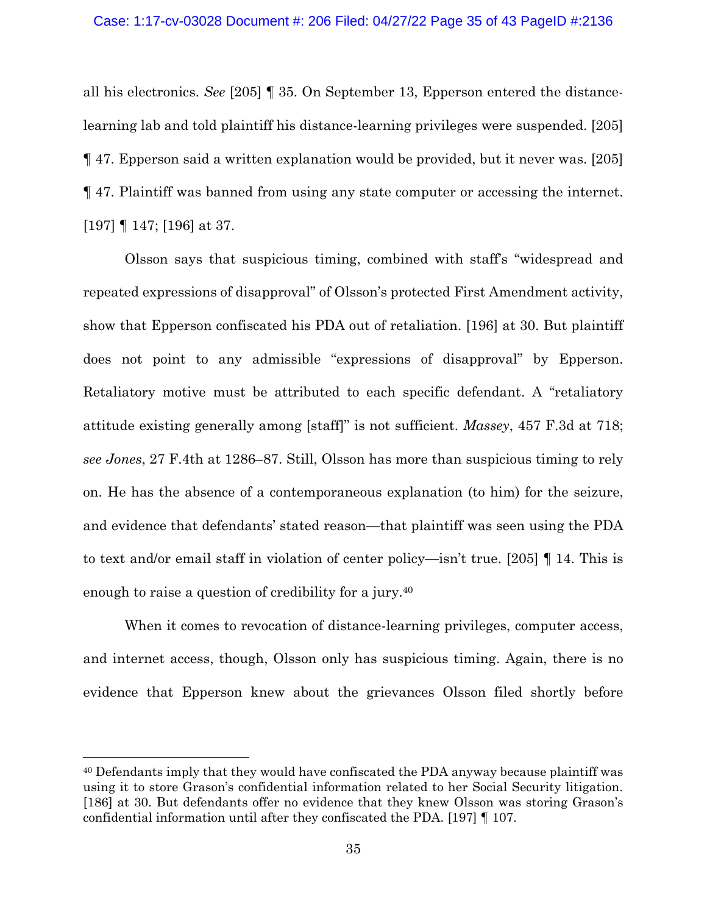all his electronics. *See* [205] ¶ 35. On September 13, Epperson entered the distance-learning lab and told plaintiff his distance-learning privileges were suspended. [205] ¶ 47. Epperson said a written explanation would be provided, but it never was. [205] ¶ 47. Plaintiff was banned from using any state computer or accessing the internet. [197] ¶ 147; [196] at 37.

Olsson says that suspicious timing, combined with staff's "widespread and repeated expressions of disapproval" of Olsson's protected First Amendment activity, show that Epperson confiscated his PDA out of retaliation. [196] at 30. But plaintiff does not point to any admissible "expressions of disapproval" by Epperson. Retaliatory motive must be attributed to each specific defendant. A "retaliatory attitude existing generally among [staff]" is not sufficient. *Massey*, 457 F.3d at 718; *see Jones*, 27 F.4th at 1286–87. Still, Olsson has more than suspicious timing to rely on. He has the absence of a contemporaneous explanation (to him) for the seizure, and evidence that defendants' stated reason—that plaintiff was seen using the PDA to text and/or email staff in violation of center policy—isn't true. [205] ¶ 14. This is enough to raise a question of credibility for a jury.[40]

When it comes to revocation of distance-learning privileges, computer access, and internet access, though, Olsson only has suspicious timing. Again, there is no evidence that Epperson knew about the grievances Olsson filed shortly before

---

[40] Defendants imply that they would have confiscated the PDA anyway because plaintiff was using it to store Grason's confidential information related to her Social Security litigation. [186] at 30. But defendants offer no evidence that they knew Olsson was storing Grason's confidential information until after they confiscated the PDA. [197] ¶ 107.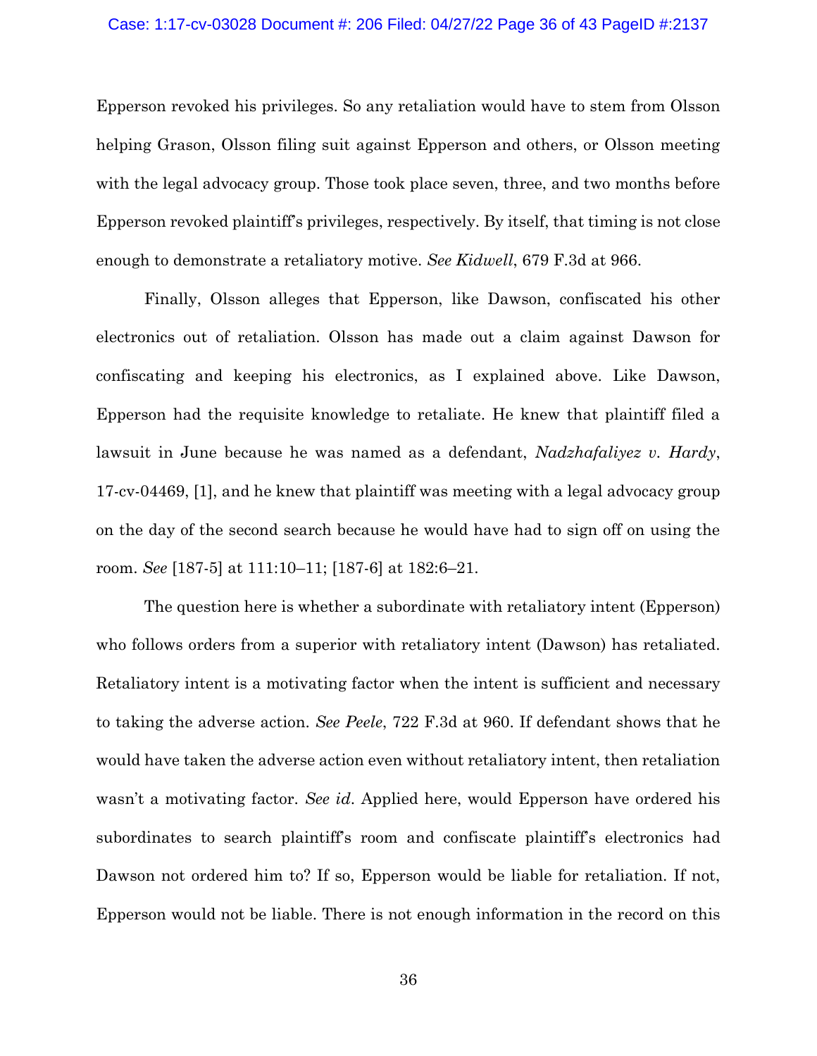Epperson revoked his privileges. So any retaliation would have to stem from Olsson helping Grason, Olsson filing suit against Epperson and others, or Olsson meeting with the legal advocacy group. Those took place seven, three, and two months before Epperson revoked plaintiff's privileges, respectively. By itself, that timing is not close enough to demonstrate a retaliatory motive. *See Kidwell*, 679 F.3d at 966.

Finally, Olsson alleges that Epperson, like Dawson, confiscated his other electronics out of retaliation. Olsson has made out a claim against Dawson for confiscating and keeping his electronics, as I explained above. Like Dawson, Epperson had the requisite knowledge to retaliate. He knew that plaintiff filed a lawsuit in June because he was named as a defendant, *Nadzhafaliyez v. Hardy*, 17-cv-04469, [1], and he knew that plaintiff was meeting with a legal advocacy group on the day of the second search because he would have had to sign off on using the room. *See* [187-5] at 111:10–11; [187-6] at 182:6–21.

The question here is whether a subordinate with retaliatory intent (Epperson) who follows orders from a superior with retaliatory intent (Dawson) has retaliated. Retaliatory intent is a motivating factor when the intent is sufficient and necessary to taking the adverse action. *See Peele*, 722 F.3d at 960. If defendant shows that he would have taken the adverse action even without retaliatory intent, then retaliation wasn't a motivating factor. *See id*. Applied here, would Epperson have ordered his subordinates to search plaintiff's room and confiscate plaintiff's electronics had Dawson not ordered him to? If so, Epperson would be liable for retaliation. If not, Epperson would not be liable. There is not enough information in the record on this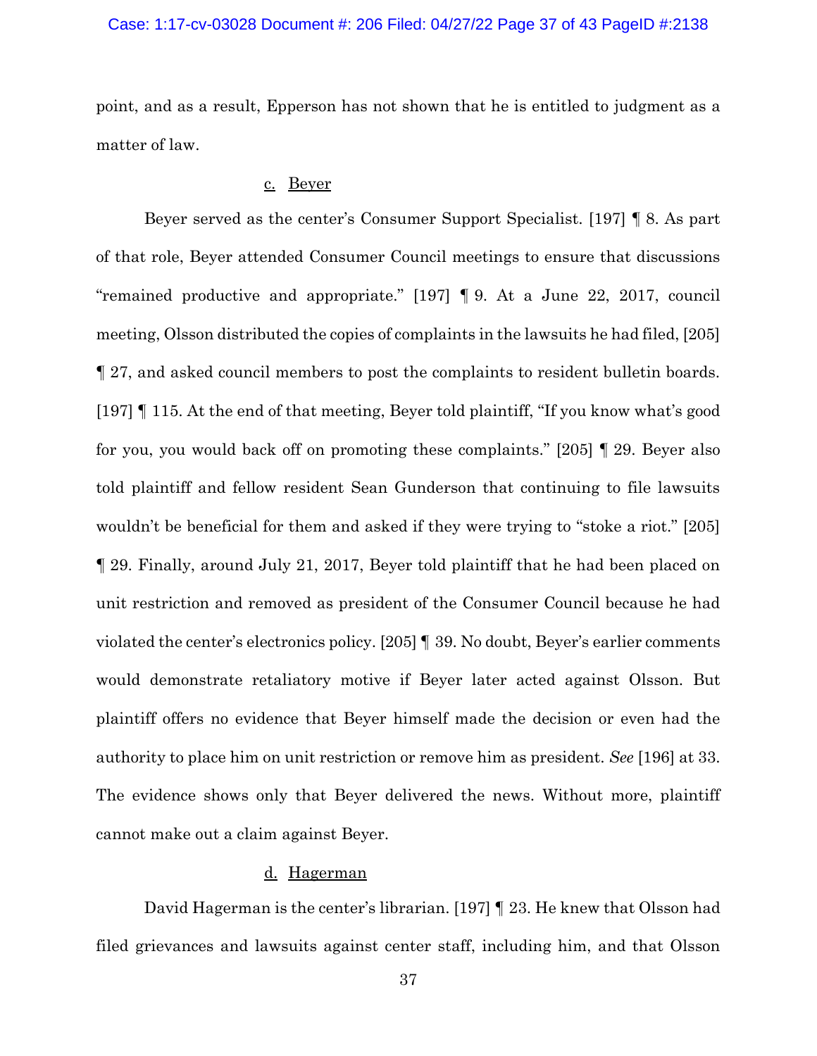point, and as a result, Epperson has not shown that he is entitled to judgment as a matter of law.

c. Beyer

Beyer served as the center's Consumer Support Specialist. [197] ¶ 8. As part of that role, Beyer attended Consumer Council meetings to ensure that discussions "remained productive and appropriate." [197] ¶ 9. At a June 22, 2017, council meeting, Olsson distributed the copies of complaints in the lawsuits he had filed, [205] ¶ 27, and asked council members to post the complaints to resident bulletin boards. [197] ¶ 115. At the end of that meeting, Beyer told plaintiff, "If you know what's good for you, you would back off on promoting these complaints." [205] ¶ 29. Beyer also told plaintiff and fellow resident Sean Gunderson that continuing to file lawsuits wouldn't be beneficial for them and asked if they were trying to "stoke a riot." [205] ¶ 29. Finally, around July 21, 2017, Beyer told plaintiff that he had been placed on unit restriction and removed as president of the Consumer Council because he had violated the center's electronics policy. [205] ¶ 39. No doubt, Beyer's earlier comments would demonstrate retaliatory motive if Beyer later acted against Olsson. But plaintiff offers no evidence that Beyer himself made the decision or even had the authority to place him on unit restriction or remove him as president. *See* [196] at 33. The evidence shows only that Beyer delivered the news. Without more, plaintiff cannot make out a claim against Beyer.

d. Hagerman

David Hagerman is the center's librarian. [197] ¶ 23. He knew that Olsson had filed grievances and lawsuits against center staff, including him, and that Olsson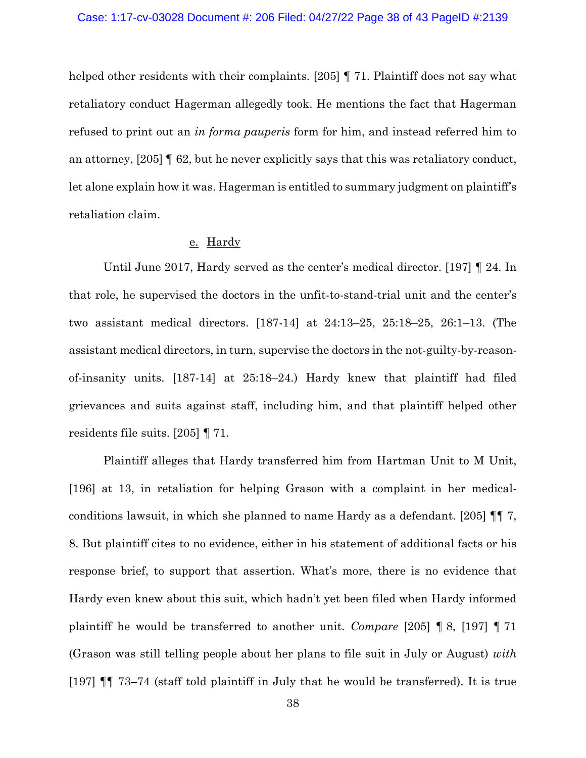helped other residents with their complaints. [205] ¶ 71. Plaintiff does not say what retaliatory conduct Hagerman allegedly took. He mentions the fact that Hagerman refused to print out an *in forma pauperis* form for him, and instead referred him to an attorney, [205] ¶ 62, but he never explicitly says that this was retaliatory conduct, let alone explain how it was. Hagerman is entitled to summary judgment on plaintiff's retaliation claim.

e. Hardy

Until June 2017, Hardy served as the center's medical director. [197] ¶ 24. In that role, he supervised the doctors in the unfit-to-stand-trial unit and the center's two assistant medical directors. [187-14] at 24:13–25, 25:18–25, 26:1–13. (The assistant medical directors, in turn, supervise the doctors in the not-guilty-by-reason-of-insanity units. [187-14] at 25:18–24.) Hardy knew that plaintiff had filed grievances and suits against staff, including him, and that plaintiff helped other residents file suits. [205] ¶ 71.

Plaintiff alleges that Hardy transferred him from Hartman Unit to M Unit, [196] at 13, in retaliation for helping Grason with a complaint in her medical-conditions lawsuit, in which she planned to name Hardy as a defendant. [205] ¶¶ 7, 8. But plaintiff cites to no evidence, either in his statement of additional facts or his response brief, to support that assertion. What's more, there is no evidence that Hardy even knew about this suit, which hadn't yet been filed when Hardy informed plaintiff he would be transferred to another unit. *Compare* [205] ¶ 8, [197] ¶ 71 (Grason was still telling people about her plans to file suit in July or August) *with* [197] ¶¶ 73–74 (staff told plaintiff in July that he would be transferred). It is true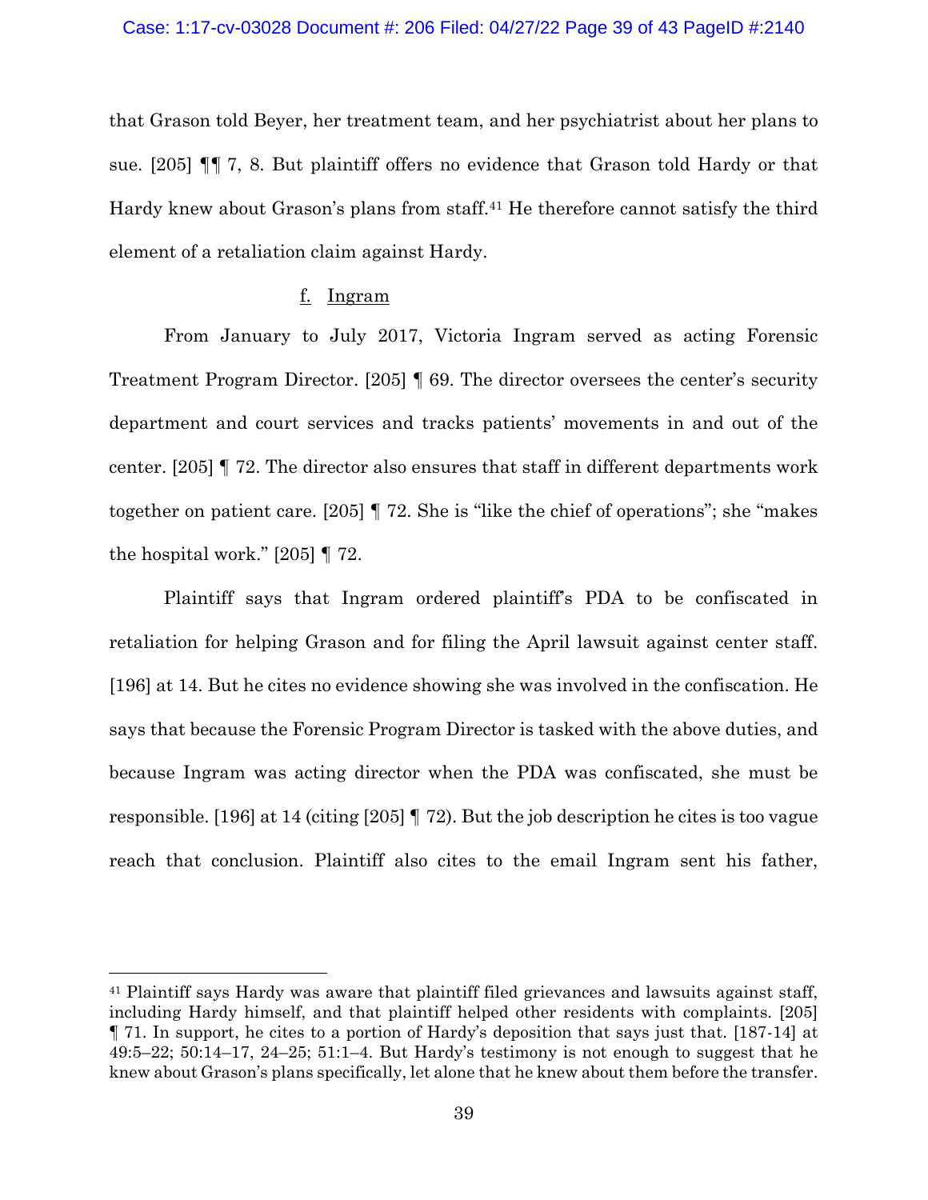that Grason told Beyer, her treatment team, and her psychiatrist about her plans to sue. [205] ¶¶ 7, 8. But plaintiff offers no evidence that Grason told Hardy or that Hardy knew about Grason's plans from staff.[41] He therefore cannot satisfy the third element of a retaliation claim against Hardy.

f. Ingram

From January to July 2017, Victoria Ingram served as acting Forensic Treatment Program Director. [205] ¶ 69. The director oversees the center's security department and court services and tracks patients' movements in and out of the center. [205] ¶ 72. The director also ensures that staff in different departments work together on patient care. [205] ¶ 72. She is "like the chief of operations"; she "makes the hospital work." [205] ¶ 72.

Plaintiff says that Ingram ordered plaintiff's PDA to be confiscated in retaliation for helping Grason and for filing the April lawsuit against center staff. [196] at 14. But he cites no evidence showing she was involved in the confiscation. He says that because the Forensic Program Director is tasked with the above duties, and because Ingram was acting director when the PDA was confiscated, she must be responsible. [196] at 14 (citing [205] ¶ 72). But the job description he cites is too vague reach that conclusion. Plaintiff also cites to the email Ingram sent his father,

[41] Plaintiff says Hardy was aware that plaintiff filed grievances and lawsuits against staff, including Hardy himself, and that plaintiff helped other residents with complaints. [205] ¶ 71. In support, he cites to a portion of Hardy's deposition that says just that. [187-14] at 49:5–22; 50:14–17, 24–25; 51:1–4. But Hardy's testimony is not enough to suggest that he knew about Grason's plans specifically, let alone that he knew about them before the transfer.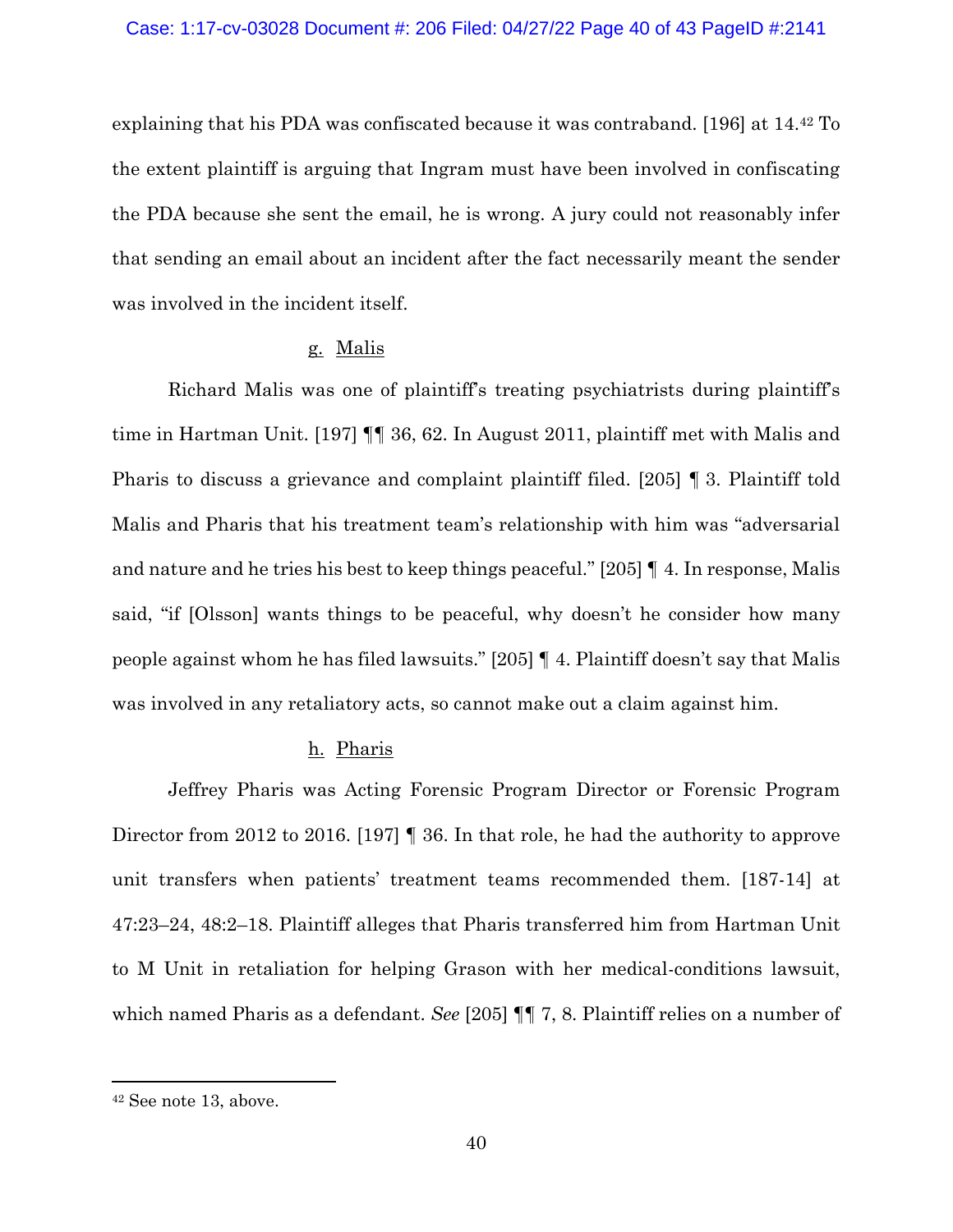explaining that his PDA was confiscated because it was contraband. [196] at 14.[42] To the extent plaintiff is arguing that Ingram must have been involved in confiscating the PDA because she sent the email, he is wrong. A jury could not reasonably infer that sending an email about an incident after the fact necessarily meant the sender was involved in the incident itself.

#### g. Malis

Richard Malis was one of plaintiff's treating psychiatrists during plaintiff's time in Hartman Unit. [197] ¶¶ 36, 62. In August 2011, plaintiff met with Malis and Pharis to discuss a grievance and complaint plaintiff filed. [205] ¶ 3. Plaintiff told Malis and Pharis that his treatment team's relationship with him was "adversarial and nature and he tries his best to keep things peaceful." [205] ¶ 4. In response, Malis said, "if [Olsson] wants things to be peaceful, why doesn't he consider how many people against whom he has filed lawsuits." [205] ¶ 4. Plaintiff doesn't say that Malis was involved in any retaliatory acts, so cannot make out a claim against him.

#### h. Pharis

Jeffrey Pharis was Acting Forensic Program Director or Forensic Program Director from 2012 to 2016. [197] ¶ 36. In that role, he had the authority to approve unit transfers when patients' treatment teams recommended them. [187-14] at 47:23–24, 48:2–18. Plaintiff alleges that Pharis transferred him from Hartman Unit to M Unit in retaliation for helping Grason with her medical-conditions lawsuit, which named Pharis as a defendant. *See* [205] ¶¶ 7, 8. Plaintiff relies on a number of

---

[42] See note 13, above.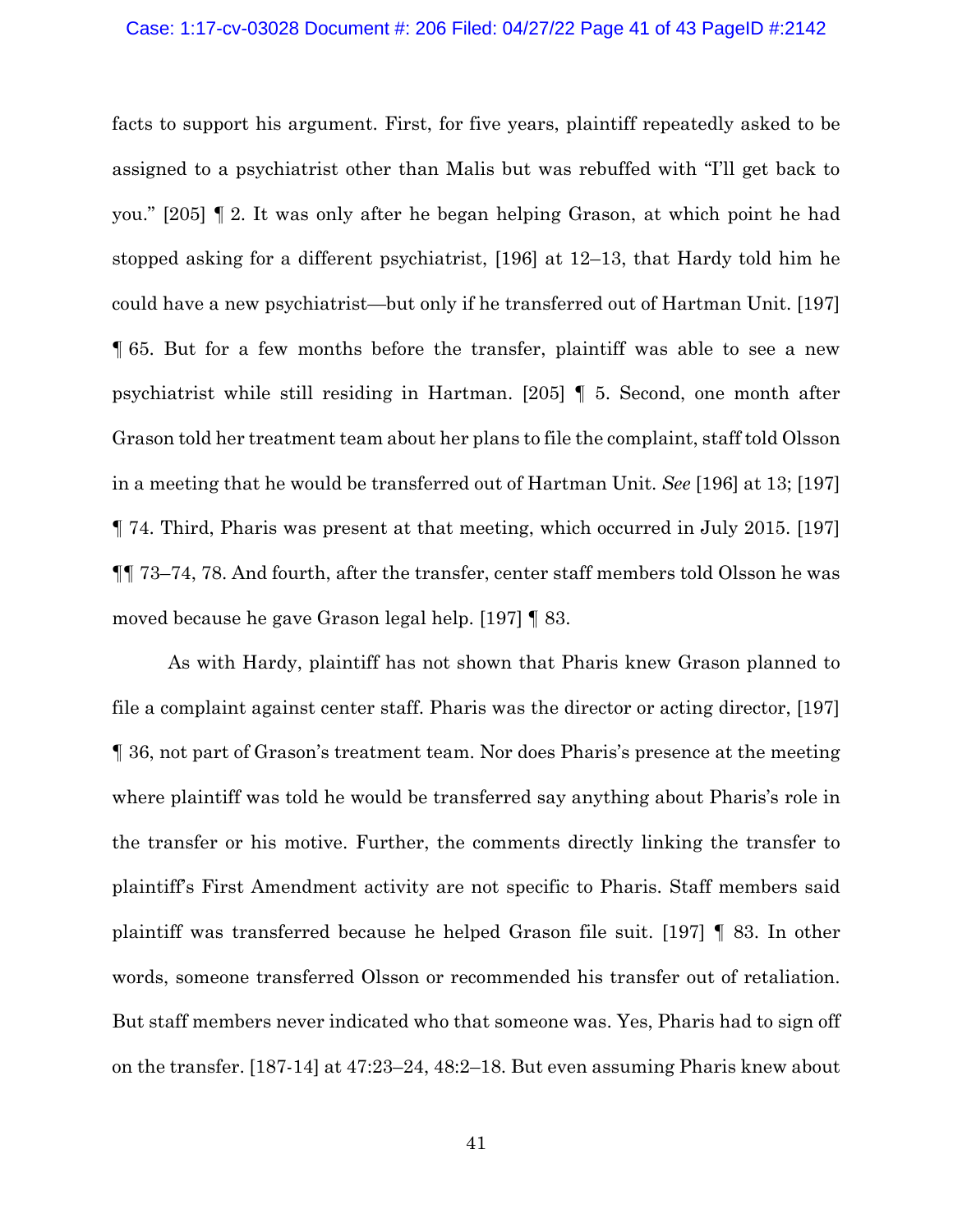facts to support his argument. First, for five years, plaintiff repeatedly asked to be assigned to a psychiatrist other than Malis but was rebuffed with "I'll get back to you." [205] ¶ 2. It was only after he began helping Grason, at which point he had stopped asking for a different psychiatrist, [196] at 12–13, that Hardy told him he could have a new psychiatrist—but only if he transferred out of Hartman Unit. [197] ¶ 65. But for a few months before the transfer, plaintiff was able to see a new psychiatrist while still residing in Hartman. [205] ¶ 5. Second, one month after Grason told her treatment team about her plans to file the complaint, staff told Olsson in a meeting that he would be transferred out of Hartman Unit. *See* [196] at 13; [197] ¶ 74. Third, Pharis was present at that meeting, which occurred in July 2015. [197] ¶¶ 73–74, 78. And fourth, after the transfer, center staff members told Olsson he was moved because he gave Grason legal help. [197] ¶ 83.

As with Hardy, plaintiff has not shown that Pharis knew Grason planned to file a complaint against center staff. Pharis was the director or acting director, [197] ¶ 36, not part of Grason's treatment team. Nor does Pharis's presence at the meeting where plaintiff was told he would be transferred say anything about Pharis's role in the transfer or his motive. Further, the comments directly linking the transfer to plaintiff's First Amendment activity are not specific to Pharis. Staff members said plaintiff was transferred because he helped Grason file suit. [197] ¶ 83. In other words, someone transferred Olsson or recommended his transfer out of retaliation. But staff members never indicated who that someone was. Yes, Pharis had to sign off on the transfer. [187-14] at 47:23–24, 48:2–18. But even assuming Pharis knew about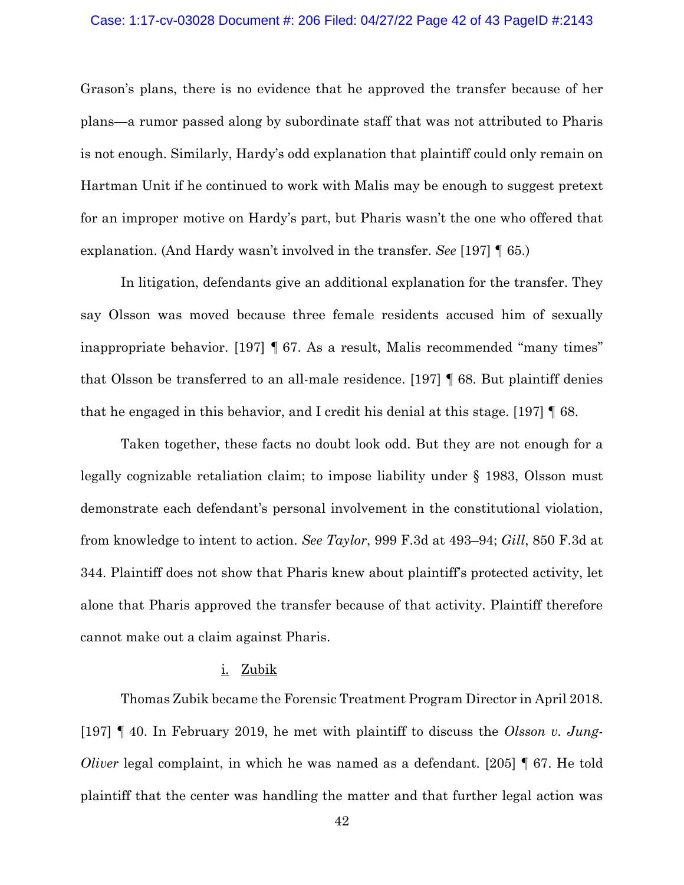Grason's plans, there is no evidence that he approved the transfer because of her plans—a rumor passed along by subordinate staff that was not attributed to Pharis is not enough. Similarly, Hardy's odd explanation that plaintiff could only remain on Hartman Unit if he continued to work with Malis may be enough to suggest pretext for an improper motive on Hardy's part, but Pharis wasn't the one who offered that explanation. (And Hardy wasn't involved in the transfer. *See* [197] ¶ 65.)

In litigation, defendants give an additional explanation for the transfer. They say Olsson was moved because three female residents accused him of sexually inappropriate behavior. [197] ¶ 67. As a result, Malis recommended "many times" that Olsson be transferred to an all-male residence. [197] ¶ 68. But plaintiff denies that he engaged in this behavior, and I credit his denial at this stage. [197] ¶ 68.

Taken together, these facts no doubt look odd. But they are not enough for a legally cognizable retaliation claim; to impose liability under § 1983, Olsson must demonstrate each defendant's personal involvement in the constitutional violation, from knowledge to intent to action. *See Taylor*, 999 F.3d at 493–94; *Gill*, 850 F.3d at 344. Plaintiff does not show that Pharis knew about plaintiff's protected activity, let alone that Pharis approved the transfer because of that activity. Plaintiff therefore cannot make out a claim against Pharis.

i. Zubik

Thomas Zubik became the Forensic Treatment Program Director in April 2018. [197] ¶ 40. In February 2019, he met with plaintiff to discuss the *Olsson v. Jung-Oliver* legal complaint, in which he was named as a defendant. [205] ¶ 67. He told plaintiff that the center was handling the matter and that further legal action was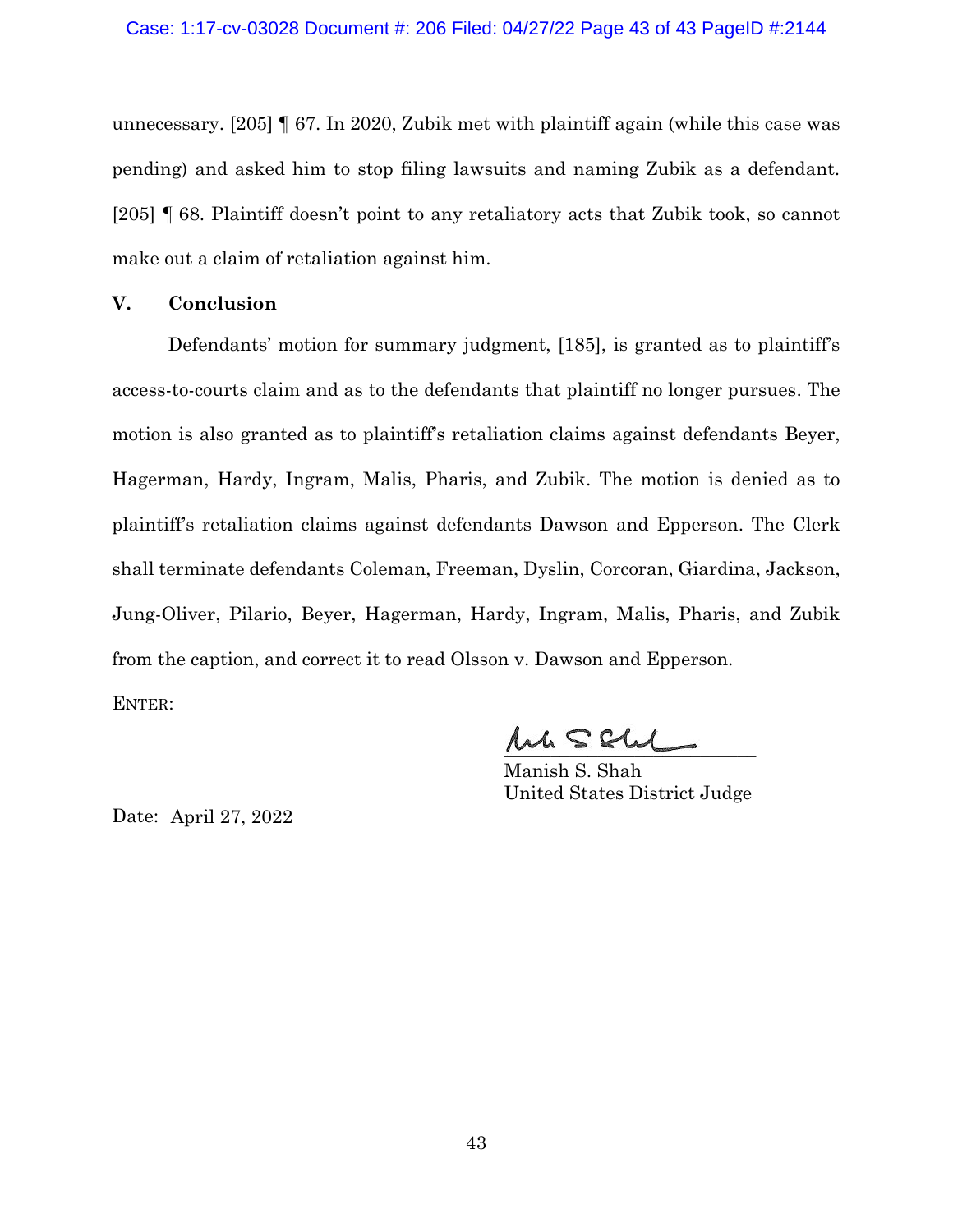unnecessary. [205] ¶ 67. In 2020, Zubik met with plaintiff again (while this case was pending) and asked him to stop filing lawsuits and naming Zubik as a defendant. [205] ¶ 68. Plaintiff doesn't point to any retaliatory acts that Zubik took, so cannot make out a claim of retaliation against him.

## V. Conclusion

Defendants' motion for summary judgment, [185], is granted as to plaintiff's access-to-courts claim and as to the defendants that plaintiff no longer pursues. The motion is also granted as to plaintiff's retaliation claims against defendants Beyer, Hagerman, Hardy, Ingram, Malis, Pharis, and Zubik. The motion is denied as to plaintiff's retaliation claims against defendants Dawson and Epperson. The Clerk shall terminate defendants Coleman, Freeman, Dyslin, Corcoran, Giardina, Jackson, Jung-Oliver, Pilario, Beyer, Hagerman, Hardy, Ingram, Malis, Pharis, and Zubik from the caption, and correct it to read Olsson v. Dawson and Epperson.

ENTER:

Manish S. Shah
United States District Judge

Date: April 27, 2022